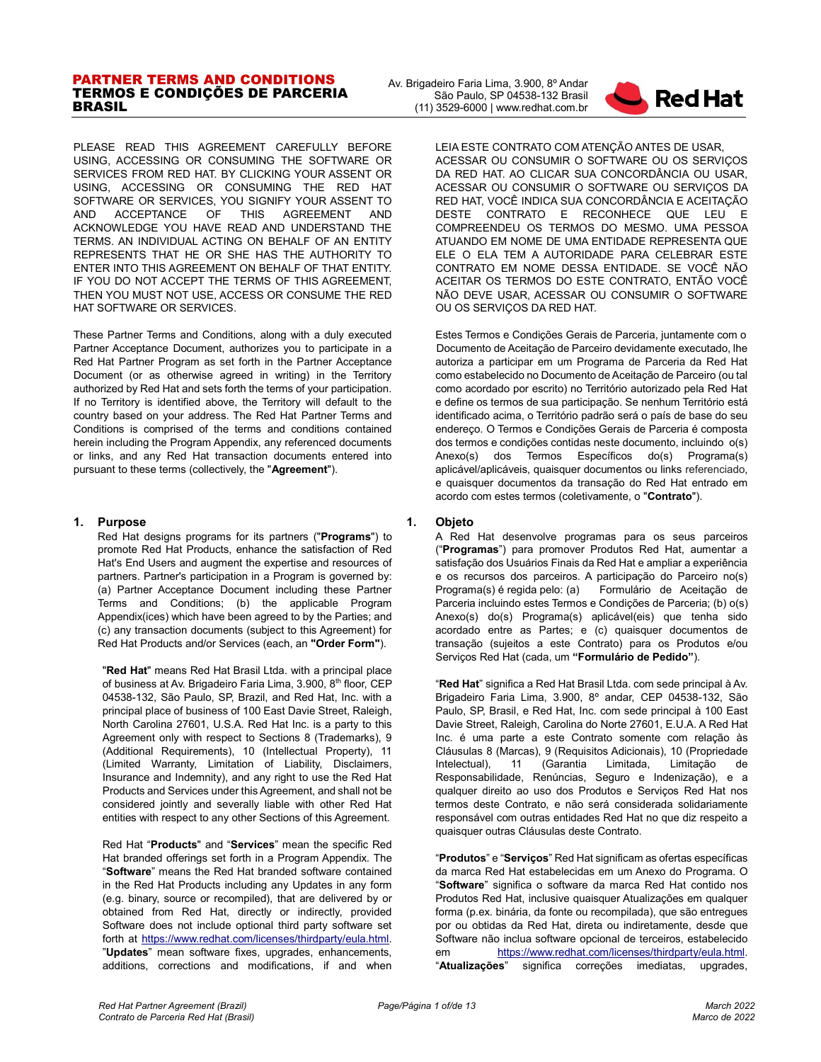# PARTNER TERMS AND CONDITIONS
# TERMOS E CONDIÇÕES DE PARCERIA BRASIL

Av. Brigadeiro Faria Lima, 3.900, 8º Andar
São Paulo, SP 04538-132 Brasil
(11) 3529-6000 | www.redhat.com.br

PLEASE READ THIS AGREEMENT CAREFULLY BEFORE USING, ACCESSING OR CONSUMING THE SOFTWARE OR SERVICES FROM RED HAT. BY CLICKING YOUR ASSENT OR USING, ACCESSING OR CONSUMING THE RED HAT SOFTWARE OR SERVICES, YOU SIGNIFY YOUR ASSENT TO AND ACCEPTANCE OF THIS AGREEMENT AND ACKNOWLEDGE YOU HAVE READ AND UNDERSTAND THE TERMS. AN INDIVIDUAL ACTING ON BEHALF OF AN ENTITY REPRESENTS THAT HE OR SHE HAS THE AUTHORITY TO ENTER INTO THIS AGREEMENT ON BEHALF OF THAT ENTITY. IF YOU DO NOT ACCEPT THE TERMS OF THIS AGREEMENT, THEN YOU MUST NOT USE, ACCESS OR CONSUME THE RED HAT SOFTWARE OR SERVICES.

LEIA ESTE CONTRATO COM ATENÇÃO ANTES DE USAR, ACESSAR OU CONSUMIR O SOFTWARE OU OS SERVIÇOS DA RED HAT. AO CLICAR SUA CONCORDÂNCIA OU USAR, ACESSAR OU CONSUMIR O SOFTWARE OU SERVIÇOS DA RED HAT, VOCÊ INDICA SUA CONCORDÂNCIA E ACEITAÇÃO DESTE CONTRATO E RECONHECE QUE LEU E COMPREENDEU OS TERMOS DO MESMO. UMA PESSOA ATUANDO EM NOME DE UMA ENTIDADE REPRESENTA QUE ELE O ELA TEM A AUTORIDADE PARA CELEBRAR ESTE CONTRATO EM NOME DESSA ENTIDADE. SE VOCÊ NÃO ACEITAR OS TERMOS DO ESTE CONTRATO, ENTÃO VOCÊ NÃO DEVE USAR, ACESSAR OU CONSUMIR O SOFTWARE OU OS SERVIÇOS DA RED HAT.

These Partner Terms and Conditions, along with a duly executed Partner Acceptance Document, authorizes you to participate in a Red Hat Partner Program as set forth in the Partner Acceptance Document (or as otherwise agreed in writing) in the Territory authorized by Red Hat and sets forth the terms of your participation. If no Territory is identified above, the Territory will default to the country based on your address. The Red Hat Partner Terms and Conditions is comprised of the terms and conditions contained herein including the Program Appendix, any referenced documents or links, and any Red Hat transaction documents entered into pursuant to these terms (collectively, the "**Agreement**").

Estes Termos e Condições Gerais de Parceria, juntamente com o Documento de Aceitação de Parceiro devidamente executado, lhe autoriza a participar em um Programa de Parceria da Red Hat como estabelecido no Documento de Aceitação de Parceiro (ou tal como acordado por escrito) no Território autorizado pela Red Hat e define os termos de sua participação. Se nenhum Território está identificado acima, o Território padrão será o país de base do seu endereço. O Termos e Condições Gerais de Parceria é composta dos termos e condições contidas neste documento, incluindo o(s) Anexo(s) dos Termos Específicos do(s) Programa(s) aplicável/aplicáveis, quaisquer documentos ou links referenciado, e quaisquer documentos da transação do Red Hat entrado em acordo com estes termos (coletivamente, o "**Contrato**").

## 1. Purpose

Red Hat designs programs for its partners ("**Programs**") to promote Red Hat Products, enhance the satisfaction of Red Hat's End Users and augment the expertise and resources of partners. Partner's participation in a Program is governed by: (a) Partner Acceptance Document including these Partner Terms and Conditions; (b) the applicable Program Appendix(ices) which have been agreed to by the Parties; and (c) any transaction documents (subject to this Agreement) for Red Hat Products and/or Services (each, an **"Order Form"**).

"**Red Hat**" means Red Hat Brasil Ltda. with a principal place of business at Av. Brigadeiro Faria Lima, 3.900, 8th floor, CEP 04538-132, São Paulo, SP, Brazil, and Red Hat, Inc. with a principal place of business of 100 East Davie Street, Raleigh, North Carolina 27601, U.S.A. Red Hat Inc. is a party to this Agreement only with respect to Sections 8 (Trademarks), 9 (Additional Requirements), 10 (Intellectual Property), 11 (Limited Warranty, Limitation of Liability, Disclaimers, Insurance and Indemnity), and any right to use the Red Hat Products and Services under this Agreement, and shall not be considered jointly and severally liable with other Red Hat entities with respect to any other Sections of this Agreement.

Red Hat "**Products**" and "**Services**" mean the specific Red Hat branded offerings set forth in a Program Appendix. The "**Software**" means the Red Hat branded software contained in the Red Hat Products including any Updates in any form (e.g. binary, source or recompiled), that are delivered by or obtained from Red Hat, directly or indirectly, provided Software does not include optional third party software set forth at https://www.redhat.com/licenses/thirdparty/eula.html. "**Updates**" mean software fixes, upgrades, enhancements, additions, corrections and modifications, if and when

## 1. Objeto

A Red Hat desenvolve programas para os seus parceiros ("**Programas**") para promover Produtos Red Hat, aumentar a satisfação dos Usuários Finais da Red Hat e ampliar a experiência e os recursos dos parceiros. A participação do Parceiro no(s) Programa(s) é regida pelo: (a) Formulário de Aceitação de Parceria incluindo estes Termos e Condições de Parceria; (b) o(s) Anexo(s) do(s) Programa(s) aplicável(eis) que tenha sido acordado entre as Partes; e (c) quaisquer documentos de transação (sujeitos a este Contrato) para os Produtos e/ou Serviços Red Hat (cada, um **"Formulário de Pedido"**).

"**Red Hat**" significa a Red Hat Brasil Ltda. com sede principal à Av. Brigadeiro Faria Lima, 3.900, 8º andar, CEP 04538-132, São Paulo, SP, Brasil, e Red Hat, Inc. com sede principal à 100 East Davie Street, Raleigh, Carolina do Norte 27601, E.U.A. A Red Hat Inc. é uma parte a este Contrato somente com relação às Cláusulas 8 (Marcas), 9 (Requisitos Adicionais), 10 (Propriedade Intelectual), 11 (Garantia Limitada, Limitação de Responsabilidade, Renúncias, Seguro e Indenização), e a qualquer direito ao uso dos Produtos e Serviços Red Hat nos termos deste Contrato, e não será considerada solidariamente responsável com outras entidades Red Hat no que diz respeito a quaisquer outras Cláusulas deste Contrato.

"**Produtos**" e "**Serviços**" Red Hat significam as ofertas específicas da marca Red Hat estabelecidas em um Anexo do Programa. O "**Software**" significa o software da marca Red Hat contido nos Produtos Red Hat, inclusive quaisquer Atualizações em qualquer forma (p.ex. binária, da fonte ou recompilada), que são entregues por ou obtidas da Red Hat, direta ou indiretamente, desde que Software não inclua software opcional de terceiros, estabelecido em https://www.redhat.com/licenses/thirdparty/eula.html. "**Atualizações**" significa correções imediatas, upgrades,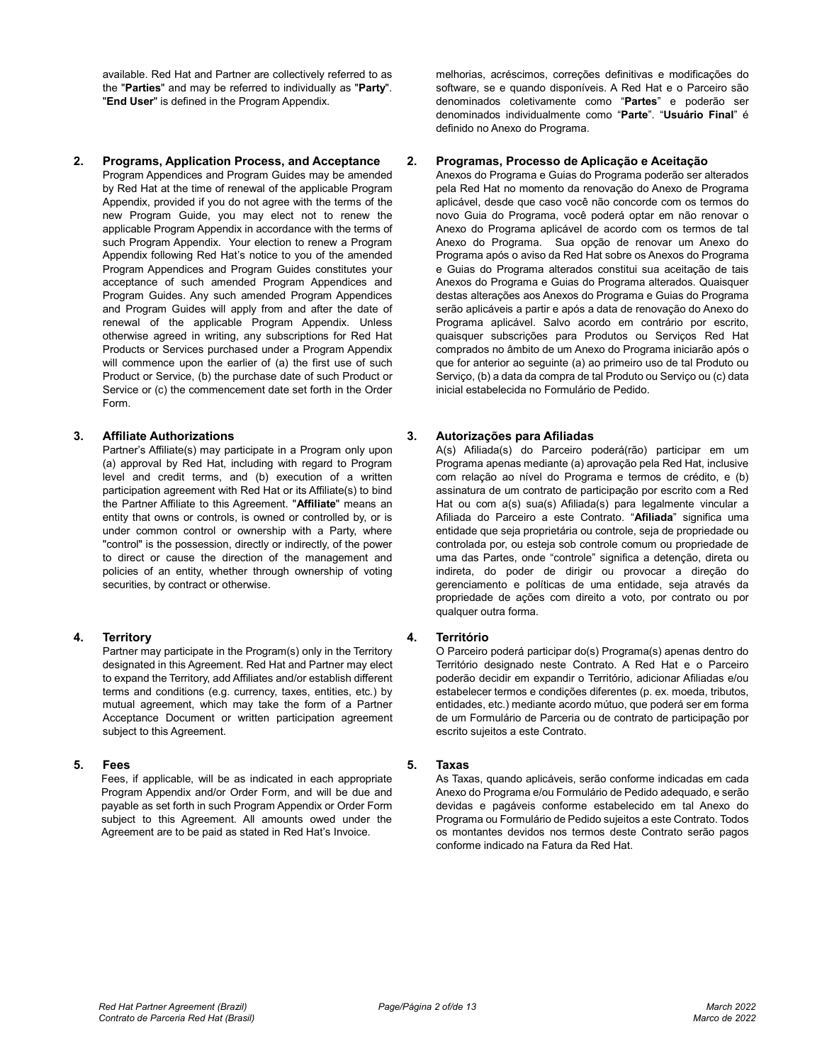available. Red Hat and Partner are collectively referred to as the "**Parties**" and may be referred to individually as "**Party**". "**End User**" is defined in the Program Appendix.

melhorias, acréscimos, correções definitivas e modificações do software, se e quando disponíveis. A Red Hat e o Parceiro são denominados coletivamente como "**Partes**" e poderão ser denominados individualmente como "**Parte**". "**Usuário Final**" é definido no Anexo do Programa.

## 2. Programs, Application Process, and Acceptance

Program Appendices and Program Guides may be amended by Red Hat at the time of renewal of the applicable Program Appendix, provided if you do not agree with the terms of the new Program Guide, you may elect not to renew the applicable Program Appendix in accordance with the terms of such Program Appendix. Your election to renew a Program Appendix following Red Hat's notice to you of the amended Program Appendices and Program Guides constitutes your acceptance of such amended Program Appendices and Program Guides. Any such amended Program Appendices and Program Guides will apply from and after the date of renewal of the applicable Program Appendix. Unless otherwise agreed in writing, any subscriptions for Red Hat Products or Services purchased under a Program Appendix will commence upon the earlier of (a) the first use of such Product or Service, (b) the purchase date of such Product or Service or (c) the commencement date set forth in the Order Form.

## 2. Programas, Processo de Aplicação e Aceitação

Anexos do Programa e Guias do Programa poderão ser alterados pela Red Hat no momento da renovação do Anexo de Programa aplicável, desde que caso você não concorde com os termos do novo Guia do Programa, você poderá optar em não renovar o Anexo do Programa aplicável de acordo com os termos de tal Anexo do Programa. Sua opção de renovar um Anexo do Programa após o aviso da Red Hat sobre os Anexos do Programa e Guias do Programa alterados constitui sua aceitação de tais Anexos do Programa e Guias do Programa alterados. Quaisquer destas alterações aos Anexos do Programa e Guias do Programa serão aplicáveis a partir e após a data de renovação do Anexo do Programa aplicável. Salvo acordo em contrário por escrito, quaisquer subscrições para Produtos ou Serviços Red Hat comprados no âmbito de um Anexo do Programa iniciarão após o que for anterior ao seguinte (a) ao primeiro uso de tal Produto ou Serviço, (b) a data da compra de tal Produto ou Serviço ou (c) data inicial estabelecida no Formulário de Pedido.

## 3. Affiliate Authorizations

Partner's Affiliate(s) may participate in a Program only upon (a) approval by Red Hat, including with regard to Program level and credit terms, and (b) execution of a written participation agreement with Red Hat or its Affiliate(s) to bind the Partner Affiliate to this Agreement. "**Affiliate**" means an entity that owns or controls, is owned or controlled by, or is under common control or ownership with a Party, where "control" is the possession, directly or indirectly, of the power to direct or cause the direction of the management and policies of an entity, whether through ownership of voting securities, by contract or otherwise.

## 3. Autorizações para Afiliadas

A(s) Afiliada(s) do Parceiro poderá(rão) participar em um Programa apenas mediante (a) aprovação pela Red Hat, inclusive com relação ao nível do Programa e termos de crédito, e (b) assinatura de um contrato de participação por escrito com a Red Hat ou com a(s) sua(s) Afiliada(s) para legalmente vincular a Afiliada do Parceiro a este Contrato. "**Afiliada**" significa uma entidade que seja proprietária ou controle, seja de propriedade ou controlada por, ou esteja sob controle comum ou propriedade de uma das Partes, onde "controle" significa a detenção, direta ou indireta, do poder de dirigir ou provocar a direção do gerenciamento e políticas de uma entidade, seja através da propriedade de ações com direito a voto, por contrato ou por qualquer outra forma.

## 4. Territory

Partner may participate in the Program(s) only in the Territory designated in this Agreement. Red Hat and Partner may elect to expand the Territory, add Affiliates and/or establish different terms and conditions (e.g. currency, taxes, entities, etc.) by mutual agreement, which may take the form of a Partner Acceptance Document or written participation agreement subject to this Agreement.

## 4. Território

O Parceiro poderá participar do(s) Programa(s) apenas dentro do Território designado neste Contrato. A Red Hat e o Parceiro poderão decidir em expandir o Território, adicionar Afiliadas e/ou estabelecer termos e condições diferentes (p. ex. moeda, tributos, entidades, etc.) mediante acordo mútuo, que poderá ser em forma de um Formulário de Parceria ou de contrato de participação por escrito sujeitos a este Contrato.

## 5. Fees

Fees, if applicable, will be as indicated in each appropriate Program Appendix and/or Order Form, and will be due and payable as set forth in such Program Appendix or Order Form subject to this Agreement. All amounts owed under the Agreement are to be paid as stated in Red Hat's Invoice.

## 5. Taxas

As Taxas, quando aplicáveis, serão conforme indicadas em cada Anexo do Programa e/ou Formulário de Pedido adequado, e serão devidas e pagáveis conforme estabelecido em tal Anexo do Programa ou Formulário de Pedido sujeitos a este Contrato. Todos os montantes devidos nos termos deste Contrato serão pagos conforme indicado na Fatura da Red Hat.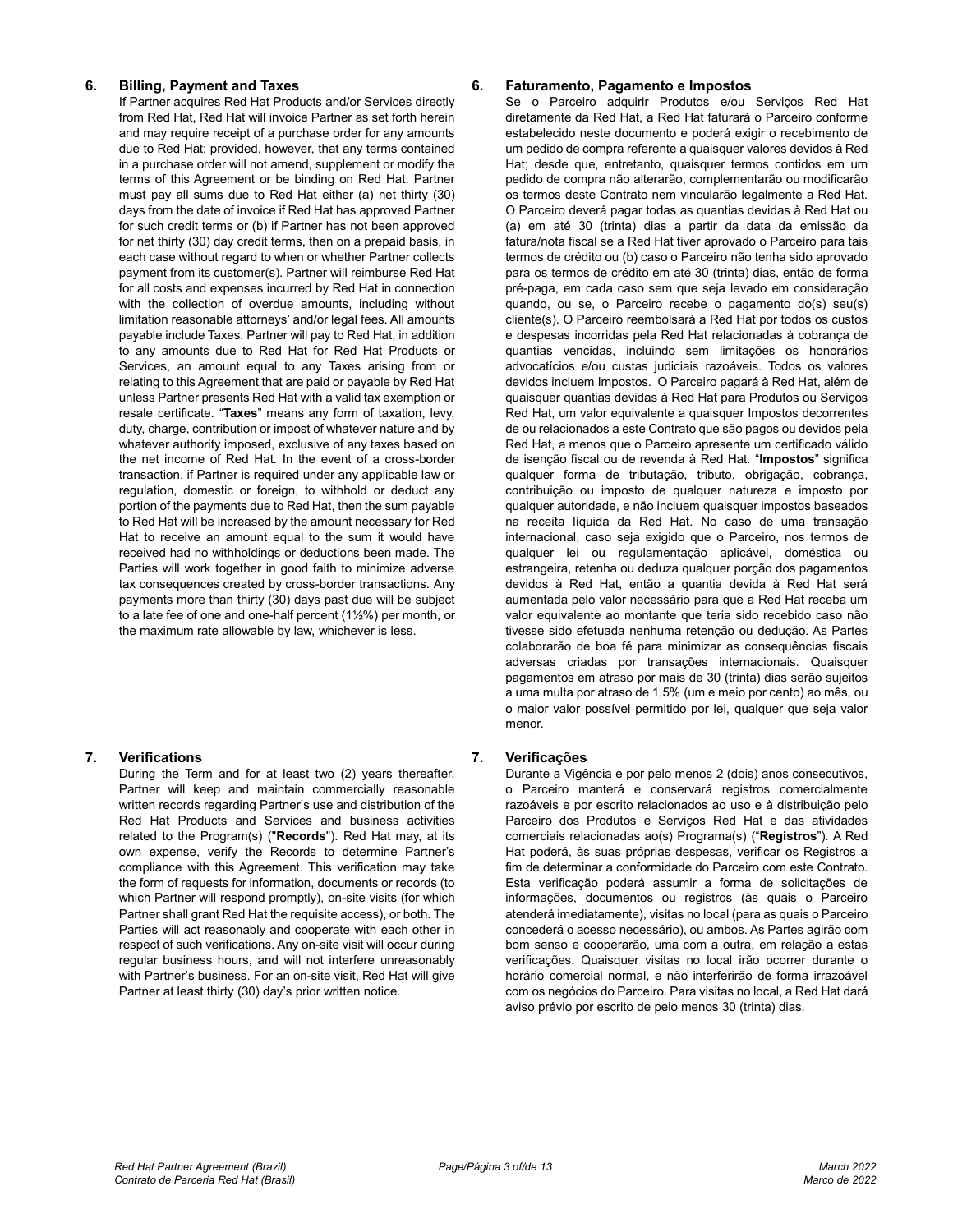## 6. Billing, Payment and Taxes

If Partner acquires Red Hat Products and/or Services directly from Red Hat, Red Hat will invoice Partner as set forth herein and may require receipt of a purchase order for any amounts due to Red Hat; provided, however, that any terms contained in a purchase order will not amend, supplement or modify the terms of this Agreement or be binding on Red Hat. Partner must pay all sums due to Red Hat either (a) net thirty (30) days from the date of invoice if Red Hat has approved Partner for such credit terms or (b) if Partner has not been approved for net thirty (30) day credit terms, then on a prepaid basis, in each case without regard to when or whether Partner collects payment from its customer(s). Partner will reimburse Red Hat for all costs and expenses incurred by Red Hat in connection with the collection of overdue amounts, including without limitation reasonable attorneys' and/or legal fees. All amounts payable include Taxes. Partner will pay to Red Hat, in addition to any amounts due to Red Hat for Red Hat Products or Services, an amount equal to any Taxes arising from or relating to this Agreement that are paid or payable by Red Hat unless Partner presents Red Hat with a valid tax exemption or resale certificate. "**Taxes**" means any form of taxation, levy, duty, charge, contribution or impost of whatever nature and by whatever authority imposed, exclusive of any taxes based on the net income of Red Hat. In the event of a cross-border transaction, if Partner is required under any applicable law or regulation, domestic or foreign, to withhold or deduct any portion of the payments due to Red Hat, then the sum payable to Red Hat will be increased by the amount necessary for Red Hat to receive an amount equal to the sum it would have received had no withholdings or deductions been made. The Parties will work together in good faith to minimize adverse tax consequences created by cross-border transactions. Any payments more than thirty (30) days past due will be subject to a late fee of one and one-half percent (1½%) per month, or the maximum rate allowable by law, whichever is less.

## 6. Faturamento, Pagamento e Impostos

Se o Parceiro adquirir Produtos e/ou Serviços Red Hat diretamente da Red Hat, a Red Hat faturará o Parceiro conforme estabelecido neste documento e poderá exigir o recebimento de um pedido de compra referente a quaisquer valores devidos à Red Hat; desde que, entretanto, quaisquer termos contidos em um pedido de compra não alterarão, complementarão ou modificarão os termos deste Contrato nem vincularão legalmente a Red Hat. O Parceiro deverá pagar todas as quantias devidas à Red Hat ou (a) em até 30 (trinta) dias a partir da data da emissão da fatura/nota fiscal se a Red Hat tiver aprovado o Parceiro para tais termos de crédito ou (b) caso o Parceiro não tenha sido aprovado para os termos de crédito em até 30 (trinta) dias, então de forma pré-paga, em cada caso sem que seja levado em consideração quando, ou se, o Parceiro recebe o pagamento do(s) seu(s) cliente(s). O Parceiro reembolsará a Red Hat por todos os custos e despesas incorridas pela Red Hat relacionadas à cobrança de quantias vencidas, incluindo sem limitações os honorários advocatícios e/ou custas judiciais razoáveis. Todos os valores devidos incluem Impostos. O Parceiro pagará à Red Hat, além de quaisquer quantias devidas à Red Hat para Produtos ou Serviços Red Hat, um valor equivalente a quaisquer Impostos decorrentes de ou relacionados a este Contrato que são pagos ou devidos pela Red Hat, a menos que o Parceiro apresente um certificado válido de isenção fiscal ou de revenda à Red Hat. "**Impostos**" significa qualquer forma de tributação, tributo, obrigação, cobrança, contribuição ou imposto de qualquer natureza e imposto por qualquer autoridade, e não incluem quaisquer impostos baseados na receita líquida da Red Hat. No caso de uma transação internacional, caso seja exigido que o Parceiro, nos termos de qualquer lei ou regulamentação aplicável, doméstica ou estrangeira, retenha ou deduza qualquer porção dos pagamentos devidos à Red Hat, então a quantia devida à Red Hat será aumentada pelo valor necessário para que a Red Hat receba um valor equivalente ao montante que teria sido recebido caso não tivesse sido efetuada nenhuma retenção ou dedução. As Partes colaborarão de boa fé para minimizar as consequências fiscais adversas criadas por transações internacionais. Quaisquer pagamentos em atraso por mais de 30 (trinta) dias serão sujeitos a uma multa por atraso de 1,5% (um e meio por cento) ao mês, ou o maior valor possível permitido por lei, qualquer que seja valor menor.

## 7. Verifications

During the Term and for at least two (2) years thereafter, Partner will keep and maintain commercially reasonable written records regarding Partner's use and distribution of the Red Hat Products and Services and business activities related to the Program(s) ("**Records**"). Red Hat may, at its own expense, verify the Records to determine Partner's compliance with this Agreement. This verification may take the form of requests for information, documents or records (to which Partner will respond promptly), on-site visits (for which Partner shall grant Red Hat the requisite access), or both. The Parties will act reasonably and cooperate with each other in respect of such verifications. Any on-site visit will occur during regular business hours, and will not interfere unreasonably with Partner's business. For an on-site visit, Red Hat will give Partner at least thirty (30) day's prior written notice.

## 7. Verificações

Durante a Vigência e por pelo menos 2 (dois) anos consecutivos, o Parceiro manterá e conservará registros comercialmente razoáveis e por escrito relacionados ao uso e à distribuição pelo Parceiro dos Produtos e Serviços Red Hat e das atividades comerciais relacionadas ao(s) Programa(s) ("**Registros**"). A Red Hat poderá, às suas próprias despesas, verificar os Registros a fim de determinar a conformidade do Parceiro com este Contrato. Esta verificação poderá assumir a forma de solicitações de informações, documentos ou registros (às quais o Parceiro atenderá imediatamente), visitas no local (para as quais o Parceiro concederá o acesso necessário), ou ambos. As Partes agirão com bom senso e cooperarão, uma com a outra, em relação a estas verificações. Quaisquer visitas no local irão ocorrer durante o horário comercial normal, e não interferirão de forma irrazoável com os negócios do Parceiro. Para visitas no local, a Red Hat dará aviso prévio por escrito de pelo menos 30 (trinta) dias.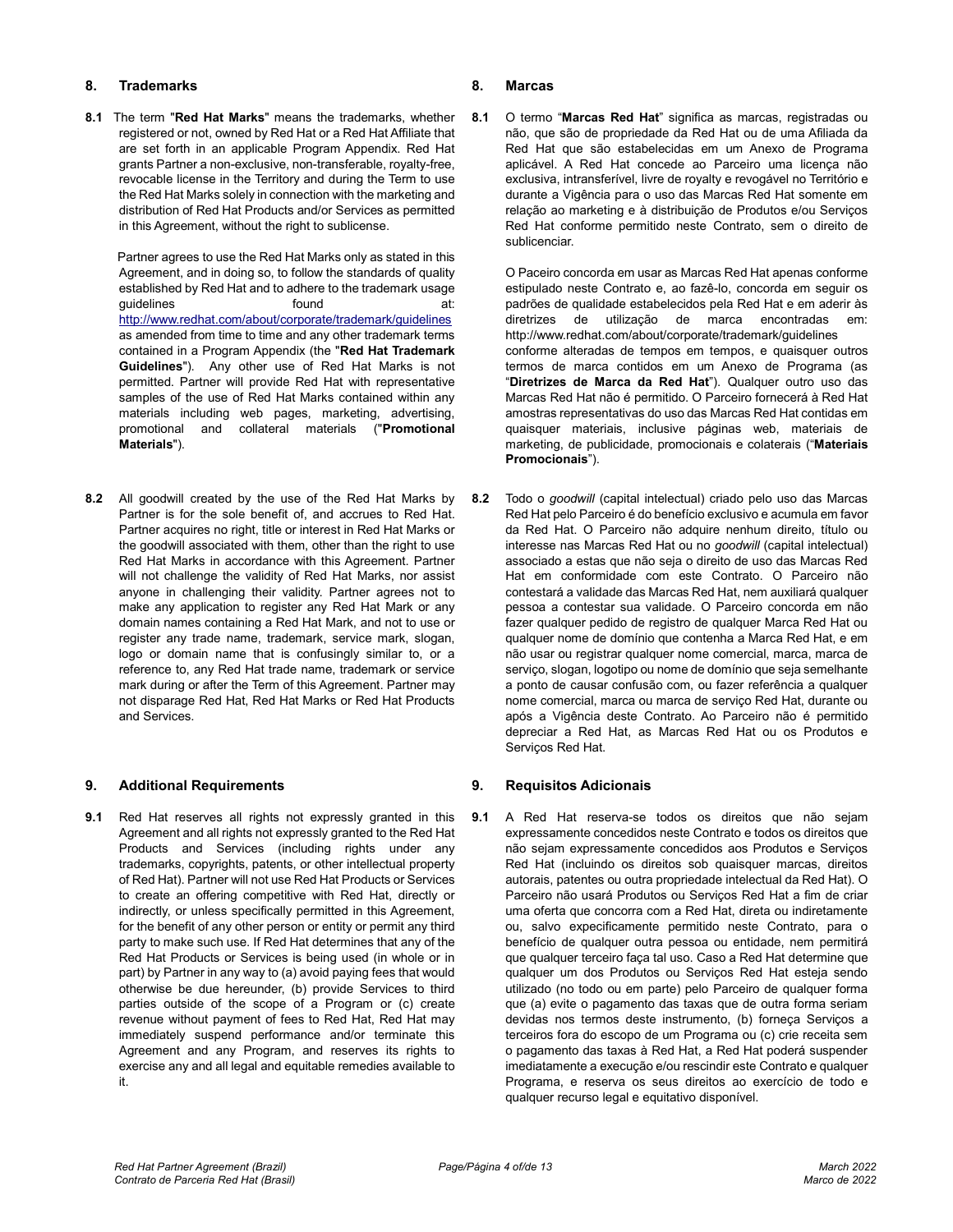## 8. Trademarks

**8.1** The term "**Red Hat Marks**" means the trademarks, whether registered or not, owned by Red Hat or a Red Hat Affiliate that are set forth in an applicable Program Appendix. Red Hat grants Partner a non-exclusive, non-transferable, royalty-free, revocable license in the Territory and during the Term to use the Red Hat Marks solely in connection with the marketing and distribution of Red Hat Products and/or Services as permitted in this Agreement, without the right to sublicense.

Partner agrees to use the Red Hat Marks only as stated in this Agreement, and in doing so, to follow the standards of quality established by Red Hat and to adhere to the trademark usage guidelines found at: http://www.redhat.com/about/corporate/trademark/guidelines as amended from time to time and any other trademark terms contained in a Program Appendix (the "**Red Hat Trademark Guidelines**"). Any other use of Red Hat Marks is not permitted. Partner will provide Red Hat with representative samples of the use of Red Hat Marks contained within any materials including web pages, marketing, advertising, promotional and collateral materials ("**Promotional Materials**").

**8.2** All goodwill created by the use of the Red Hat Marks by Partner is for the sole benefit of, and accrues to Red Hat. Partner acquires no right, title or interest in Red Hat Marks or the goodwill associated with them, other than the right to use Red Hat Marks in accordance with this Agreement. Partner will not challenge the validity of Red Hat Marks, nor assist anyone in challenging their validity. Partner agrees not to make any application to register any Red Hat Mark or any domain names containing a Red Hat Mark, and not to use or register any trade name, trademark, service mark, slogan, logo or domain name that is confusingly similar to, or a reference to, any Red Hat trade name, trademark or service mark during or after the Term of this Agreement. Partner may not disparage Red Hat, Red Hat Marks or Red Hat Products and Services.

## 9. Additional Requirements

**9.1** Red Hat reserves all rights not expressly granted in this Agreement and all rights not expressly granted to the Red Hat Products and Services (including rights under any trademarks, copyrights, patents, or other intellectual property of Red Hat). Partner will not use Red Hat Products or Services to create an offering competitive with Red Hat, directly or indirectly, or unless specifically permitted in this Agreement, for the benefit of any other person or entity or permit any third party to make such use. If Red Hat determines that any of the Red Hat Products or Services is being used (in whole or in part) by Partner in any way to (a) avoid paying fees that would otherwise be due hereunder, (b) provide Services to third parties outside of the scope of a Program or (c) create revenue without payment of fees to Red Hat, Red Hat may immediately suspend performance and/or terminate this Agreement and any Program, and reserves its rights to exercise any and all legal and equitable remedies available to it.

## 8. Marcas

**8.1** O termo "**Marcas Red Hat**" significa as marcas, registradas ou não, que são de propriedade da Red Hat ou de uma Afiliada da Red Hat que são estabelecidas em um Anexo de Programa aplicável. A Red Hat concede ao Parceiro uma licença não exclusiva, intransferível, livre de royalty e revogável no Território e durante a Vigência para o uso das Marcas Red Hat somente em relação ao marketing e à distribuição de Produtos e/ou Serviços Red Hat conforme permitido neste Contrato, sem o direito de sublicenciar.

O Paceiro concorda em usar as Marcas Red Hat apenas conforme estipulado neste Contrato e, ao fazê-lo, concorda em seguir os padrões de qualidade estabelecidos pela Red Hat e em aderir às diretrizes de utilização de marca encontradas em: http://www.redhat.com/about/corporate/trademark/guidelines conforme alteradas de tempos em tempos, e quaisquer outros termos de marca contidos em um Anexo de Programa (as "**Diretrizes de Marca da Red Hat**"). Qualquer outro uso das Marcas Red Hat não é permitido. O Parceiro fornecerá à Red Hat amostras representativas do uso das Marcas Red Hat contidas em quaisquer materiais, inclusive páginas web, materiais de marketing, de publicidade, promocionais e colaterais ("**Materiais Promocionais**").

**8.2** Todo o *goodwill* (capital intelectual) criado pelo uso das Marcas Red Hat pelo Parceiro é do benefício exclusivo e acumula em favor da Red Hat. O Parceiro não adquire nenhum direito, título ou interesse nas Marcas Red Hat ou no *goodwill* (capital intelectual) associado a estas que não seja o direito de uso das Marcas Red Hat em conformidade com este Contrato. O Parceiro não contestará a validade das Marcas Red Hat, nem auxiliará qualquer pessoa a contestar sua validade. O Parceiro concorda em não fazer qualquer pedido de registro de qualquer Marca Red Hat ou qualquer nome de domínio que contenha a Marca Red Hat, e em não usar ou registrar qualquer nome comercial, marca, marca de serviço, slogan, logotipo ou nome de domínio que seja semelhante a ponto de causar confusão com, ou fazer referência a qualquer nome comercial, marca ou marca de serviço Red Hat, durante ou após a Vigência deste Contrato. Ao Parceiro não é permitido depreciar a Red Hat, as Marcas Red Hat ou os Produtos e Serviços Red Hat.

## 9. Requisitos Adicionais

**9.1** A Red Hat reserva-se todos os direitos que não sejam expressamente concedidos neste Contrato e todos os direitos que não sejam expressamente concedidos aos Produtos e Serviços Red Hat (incluindo os direitos sob quaisquer marcas, direitos autorais, patentes ou outra propriedade intelectual da Red Hat). O Parceiro não usará Produtos ou Serviços Red Hat a fim de criar uma oferta que concorra com a Red Hat, direta ou indiretamente ou, salvo expecificamente permitido neste Contrato, para o benefício de qualquer outra pessoa ou entidade, nem permitirá que qualquer terceiro faça tal uso. Caso a Red Hat determine que qualquer um dos Produtos ou Serviços Red Hat esteja sendo utilizado (no todo ou em parte) pelo Parceiro de qualquer forma que (a) evite o pagamento das taxas que de outra forma seriam devidas nos termos deste instrumento, (b) forneça Serviços a terceiros fora do escopo de um Programa ou (c) crie receita sem o pagamento das taxas à Red Hat, a Red Hat poderá suspender imediatamente a execução e/ou rescindir este Contrato e qualquer Programa, e reserva os seus direitos ao exercício de todo e qualquer recurso legal e equitativo disponível.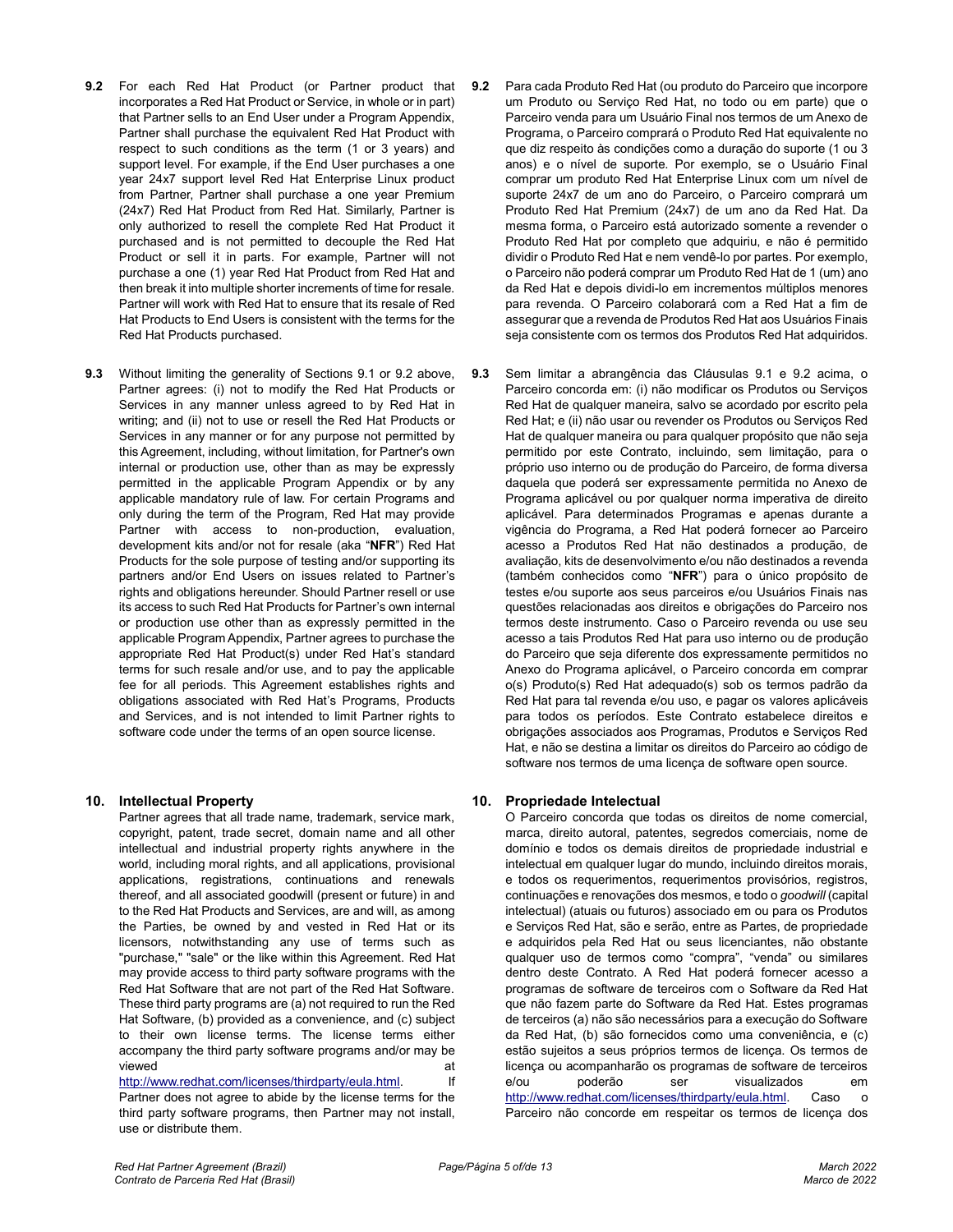**9.2** For each Red Hat Product (or Partner product that incorporates a Red Hat Product or Service, in whole or in part) that Partner sells to an End User under a Program Appendix, Partner shall purchase the equivalent Red Hat Product with respect to such conditions as the term (1 or 3 years) and support level. For example, if the End User purchases a one year 24x7 support level Red Hat Enterprise Linux product from Partner, Partner shall purchase a one year Premium (24x7) Red Hat Product from Red Hat. Similarly, Partner is only authorized to resell the complete Red Hat Product it purchased and is not permitted to decouple the Red Hat Product or sell it in parts. For example, Partner will not purchase a one (1) year Red Hat Product from Red Hat and then break it into multiple shorter increments of time for resale. Partner will work with Red Hat to ensure that its resale of Red Hat Products to End Users is consistent with the terms for the Red Hat Products purchased.

**9.3** Without limiting the generality of Sections 9.1 or 9.2 above, Partner agrees: (i) not to modify the Red Hat Products or Services in any manner unless agreed to by Red Hat in writing; and (ii) not to use or resell the Red Hat Products or Services in any manner or for any purpose not permitted by this Agreement, including, without limitation, for Partner's own internal or production use, other than as may be expressly permitted in the applicable Program Appendix or by any applicable mandatory rule of law. For certain Programs and only during the term of the Program, Red Hat may provide Partner with access to non-production, evaluation, development kits and/or not for resale (aka "**NFR**") Red Hat Products for the sole purpose of testing and/or supporting its partners and/or End Users on issues related to Partner's rights and obligations hereunder. Should Partner resell or use its access to such Red Hat Products for Partner's own internal or production use other than as expressly permitted in the applicable Program Appendix, Partner agrees to purchase the appropriate Red Hat Product(s) under Red Hat's standard terms for such resale and/or use, and to pay the applicable fee for all periods. This Agreement establishes rights and obligations associated with Red Hat's Programs, Products and Services, and is not intended to limit Partner rights to software code under the terms of an open source license.

## 10. Intellectual Property

Partner agrees that all trade name, trademark, service mark, copyright, patent, trade secret, domain name and all other intellectual and industrial property rights anywhere in the world, including moral rights, and all applications, provisional applications, registrations, continuations and renewals thereof, and all associated goodwill (present or future) in and to the Red Hat Products and Services, are and will, as among the Parties, be owned by and vested in Red Hat or its licensors, notwithstanding any use of terms such as "purchase," "sale" or the like within this Agreement. Red Hat may provide access to third party software programs with the Red Hat Software that are not part of the Red Hat Software. These third party programs are (a) not required to run the Red Hat Software, (b) provided as a convenience, and (c) subject to their own license terms. The license terms either accompany the third party software programs and/or may be viewed at http://www.redhat.com/licenses/thirdparty/eula.html. If Partner does not agree to abide by the license terms for the third party software programs, then Partner may not install, use or distribute them.

**9.2** Para cada Produto Red Hat (ou produto do Parceiro que incorpore um Produto ou Serviço Red Hat, no todo ou em parte) que o Parceiro venda para um Usuário Final nos termos de um Anexo de Programa, o Parceiro comprará o Produto Red Hat equivalente no que diz respeito às condições como a duração do suporte (1 ou 3 anos) e o nível de suporte. Por exemplo, se o Usuário Final comprar um produto Red Hat Enterprise Linux com um nível de suporte 24x7 de um ano do Parceiro, o Parceiro comprará um Produto Red Hat Premium (24x7) de um ano da Red Hat. Da mesma forma, o Parceiro está autorizado somente a revender o Produto Red Hat por completo que adquiriu, e não é permitido dividir o Produto Red Hat e nem vendê-lo por partes. Por exemplo, o Parceiro não poderá comprar um Produto Red Hat de 1 (um) ano da Red Hat e depois dividi-lo em incrementos múltiplos menores para revenda. O Parceiro colaborará com a Red Hat a fim de assegurar que a revenda de Produtos Red Hat aos Usuários Finais seja consistente com os termos dos Produtos Red Hat adquiridos.

**9.3** Sem limitar a abrangência das Cláusulas 9.1 e 9.2 acima, o Parceiro concorda em: (i) não modificar os Produtos ou Serviços Red Hat de qualquer maneira, salvo se acordado por escrito pela Red Hat; e (ii) não usar ou revender os Produtos ou Serviços Red Hat de qualquer maneira ou para qualquer propósito que não seja permitido por este Contrato, incluindo, sem limitação, para o próprio uso interno ou de produção do Parceiro, de forma diversa daquela que poderá ser expressamente permitida no Anexo de Programa aplicável ou por qualquer norma imperativa de direito aplicável. Para determinados Programas e apenas durante a vigência do Programa, a Red Hat poderá fornecer ao Parceiro acesso a Produtos Red Hat não destinados a produção, de avaliação, kits de desenvolvimento e/ou não destinados a revenda (também conhecidos como "**NFR**") para o único propósito de testes e/ou suporte aos seus parceiros e/ou Usuários Finais nas questões relacionadas aos direitos e obrigações do Parceiro nos termos deste instrumento. Caso o Parceiro revenda ou use seu acesso a tais Produtos Red Hat para uso interno ou de produção do Parceiro que seja diferente dos expressamente permitidos no Anexo do Programa aplicável, o Parceiro concorda em comprar o(s) Produto(s) Red Hat adequado(s) sob os termos padrão da Red Hat para tal revenda e/ou uso, e pagar os valores aplicáveis para todos os períodos. Este Contrato estabelece direitos e obrigações associados aos Programas, Produtos e Serviços Red Hat, e não se destina a limitar os direitos do Parceiro ao código de software nos termos de uma licença de software open source.

## 10. Propriedade Intelectual

O Parceiro concorda que todas os direitos de nome comercial, marca, direito autoral, patentes, segredos comerciais, nome de domínio e todos os demais direitos de propriedade industrial e intelectual em qualquer lugar do mundo, incluindo direitos morais, e todos os requerimentos, requerimentos provisórios, registros, continuações e renovações dos mesmos, e todo o *goodwill* (capital intelectual) (atuais ou futuros) associado em ou para os Produtos e Serviços Red Hat, são e serão, entre as Partes, de propriedade e adquiridos pela Red Hat ou seus licenciantes, não obstante qualquer uso de termos como "compra", "venda" ou similares dentro deste Contrato. A Red Hat poderá fornecer acesso a programas de software de terceiros com o Software da Red Hat que não fazem parte do Software da Red Hat. Estes programas de terceiros (a) não são necessários para a execução do Software da Red Hat, (b) são fornecidos como uma conveniência, e (c) estão sujeitos a seus próprios termos de licença. Os termos de licença ou acompanharão os programas de software de terceiros e/ou poderão ser visualizados em http://www.redhat.com/licenses/thirdparty/eula.html. Caso o Parceiro não concorde em respeitar os termos de licença dos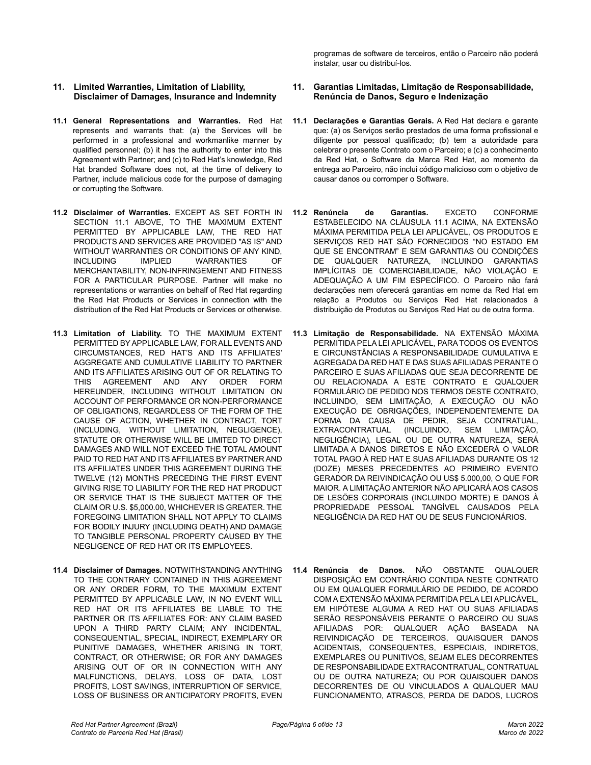programas de software de terceiros, então o Parceiro não poderá instalar, usar ou distribuí-los.

## 11. Limited Warranties, Limitation of Liability, Disclaimer of Damages, Insurance and Indemnity

**11.1 General Representations and Warranties.** Red Hat represents and warrants that: (a) the Services will be performed in a professional and workmanlike manner by qualified personnel; (b) it has the authority to enter into this Agreement with Partner; and (c) to Red Hat's knowledge, Red Hat branded Software does not, at the time of delivery to Partner, include malicious code for the purpose of damaging or corrupting the Software.

**11.2 Disclaimer of Warranties.** EXCEPT AS SET FORTH IN SECTION 11.1 ABOVE, TO THE MAXIMUM EXTENT PERMITTED BY APPLICABLE LAW, THE RED HAT PRODUCTS AND SERVICES ARE PROVIDED "AS IS" AND WITHOUT WARRANTIES OR CONDITIONS OF ANY KIND, INCLUDING IMPLIED WARRANTIES OF MERCHANTABILITY, NON-INFRINGEMENT AND FITNESS FOR A PARTICULAR PURPOSE. Partner will make no representations or warranties on behalf of Red Hat regarding the Red Hat Products or Services in connection with the distribution of the Red Hat Products or Services or otherwise.

**11.3 Limitation of Liability.** TO THE MAXIMUM EXTENT PERMITTED BY APPLICABLE LAW, FOR ALL EVENTS AND CIRCUMSTANCES, RED HAT'S AND ITS AFFILIATES' AGGREGATE AND CUMULATIVE LIABILITY TO PARTNER AND ITS AFFILIATES ARISING OUT OF OR RELATING TO THIS AGREEMENT AND ANY ORDER FORM HEREUNDER, INCLUDING WITHOUT LIMITATION ON ACCOUNT OF PERFORMANCE OR NON-PERFORMANCE OF OBLIGATIONS, REGARDLESS OF THE FORM OF THE CAUSE OF ACTION, WHETHER IN CONTRACT, TORT (INCLUDING, WITHOUT LIMITATION, NEGLIGENCE), STATUTE OR OTHERWISE WILL BE LIMITED TO DIRECT DAMAGES AND WILL NOT EXCEED THE TOTAL AMOUNT PAID TO RED HAT AND ITS AFFILIATES BY PARTNER AND ITS AFFILIATES UNDER THIS AGREEMENT DURING THE TWELVE (12) MONTHS PRECEDING THE FIRST EVENT GIVING RISE TO LIABILITY FOR THE RED HAT PRODUCT OR SERVICE THAT IS THE SUBJECT MATTER OF THE CLAIM OR U.S. $5,000.00, WHICHEVER IS GREATER. THE FOREGOING LIMITATION SHALL NOT APPLY TO CLAIMS FOR BODILY INJURY (INCLUDING DEATH) AND DAMAGE TO TANGIBLE PERSONAL PROPERTY CAUSED BY THE NEGLIGENCE OF RED HAT OR ITS EMPLOYEES.

**11.4 Disclaimer of Damages.** NOTWITHSTANDING ANYTHING TO THE CONTRARY CONTAINED IN THIS AGREEMENT OR ANY ORDER FORM, TO THE MAXIMUM EXTENT PERMITTED BY APPLICABLE LAW, IN NO EVENT WILL RED HAT OR ITS AFFILIATES BE LIABLE TO THE PARTNER OR ITS AFFILIATES FOR: ANY CLAIM BASED UPON A THIRD PARTY CLAIM; ANY INCIDENTAL, CONSEQUENTIAL, SPECIAL, INDIRECT, EXEMPLARY OR PUNITIVE DAMAGES, WHETHER ARISING IN TORT, CONTRACT, OR OTHERWISE; OR FOR ANY DAMAGES ARISING OUT OF OR IN CONNECTION WITH ANY MALFUNCTIONS, DELAYS, LOSS OF DATA, LOST PROFITS, LOST SAVINGS, INTERRUPTION OF SERVICE, LOSS OF BUSINESS OR ANTICIPATORY PROFITS, EVEN

## 11. Garantias Limitadas, Limitação de Responsabilidade, Renúncia de Danos, Seguro e Indenização

**11.1 Declarações e Garantias Gerais.** A Red Hat declara e garante que: (a) os Serviços serão prestados de uma forma profissional e diligente por pessoal qualificado; (b) tem a autoridade para celebrar o presente Contrato com o Parceiro; e (c) a conhecimento da Red Hat, o Software da Marca Red Hat, ao momento da entrega ao Parceiro, não inclui código malicioso com o objetivo de causar danos ou corromper o Software.

**11.2 Renúncia de Garantias.** EXCETO CONFORME ESTABELECIDO NA CLÁUSULA 11.1 ACIMA, NA EXTENSÃO MÁXIMA PERMITIDA PELA LEI APLICÁVEL, OS PRODUTOS E SERVIÇOS RED HAT SÃO FORNECIDOS "NO ESTADO EM QUE SE ENCONTRAM" E SEM GARANTIAS OU CONDIÇÕES DE QUALQUER NATUREZA, INCLUINDO GARANTIAS IMPLÍCITAS DE COMERCIABILIDADE, NÃO VIOLAÇÃO E ADEQUAÇÃO A UM FIM ESPECÍFICO. O Parceiro não fará declarações nem oferecerá garantias em nome da Red Hat em relação a Produtos ou Serviços Red Hat relacionados à distribuição de Produtos ou Serviços Red Hat ou de outra forma.

**11.3 Limitação de Responsabilidade.** NA EXTENSÃO MÁXIMA PERMITIDA PELA LEI APLICÁVEL, PARA TODOS OS EVENTOS E CIRCUNSTÂNCIAS A RESPONSABILIDADE CUMULATIVA E AGREGADA DA RED HAT E DAS SUAS AFILIADAS PERANTE O PARCEIRO E SUAS AFILIADAS QUE SEJA DECORRENTE DE OU RELACIONADA A ESTE CONTRATO E QUALQUER FORMULÁRIO DE PEDIDO NOS TERMOS DESTE CONTRATO, INCLUINDO, SEM LIMITAÇÃO, A EXECUÇÃO OU NÃO EXECUÇÃO DE OBRIGAÇÕES, INDEPENDENTEMENTE DA FORMA DA CAUSA DE PEDIR, SEJA CONTRATUAL, EXTRACONTRATUAL (INCLUINDO, SEM LIMITAÇÃO, NEGLIGÊNCIA), LEGAL OU DE OUTRA NATUREZA, SERÁ LIMITADA A DANOS DIRETOS E NÃO EXCEDERÁ O VALOR TOTAL PAGO À RED HAT E SUAS AFILIADAS DURANTE OS 12 (DOZE) MESES PRECEDENTES AO PRIMEIRO EVENTO GERADOR DA REIVINDICAÇÃO OU US$ 5.000,00, O QUE FOR MAIOR. A LIMITAÇÃO ANTERIOR NÃO APLICARÁ AOS CASOS DE LESÕES CORPORAIS (INCLUINDO MORTE) E DANOS À PROPRIEDADE PESSOAL TANGÍVEL CAUSADOS PELA NEGLIGÊNCIA DA RED HAT OU DE SEUS FUNCIONÁRIOS.

**11.4 Renúncia de Danos.** NÃO OBSTANTE QUALQUER DISPOSIÇÃO EM CONTRÁRIO CONTIDA NESTE CONTRATO OU EM QUALQUER FORMULÁRIO DE PEDIDO, DE ACORDO COM A EXTENSÃO MÁXIMA PERMITIDA PELA LEI APLICÁVEL, EM HIPÓTESE ALGUMA A RED HAT OU SUAS AFILIADAS SERÃO RESPONSÁVEIS PERANTE O PARCEIRO OU SUAS AFILIADAS POR: QUALQUER AÇÃO BASEADA NA REIVINDICAÇÃO DE TERCEIROS, QUAISQUER DANOS ACIDENTAIS, CONSEQUENTES, ESPECIAIS, INDIRETOS, EXEMPLARES OU PUNITIVOS, SEJAM ELES DECORRENTES DE RESPONSABILIDADE EXTRACONTRATUAL, CONTRATUAL OU DE OUTRA NATUREZA; OU POR QUAISQUER DANOS DECORRENTES DE OU VINCULADOS A QUALQUER MAU FUNCIONAMENTO, ATRASOS, PERDA DE DADOS, LUCROS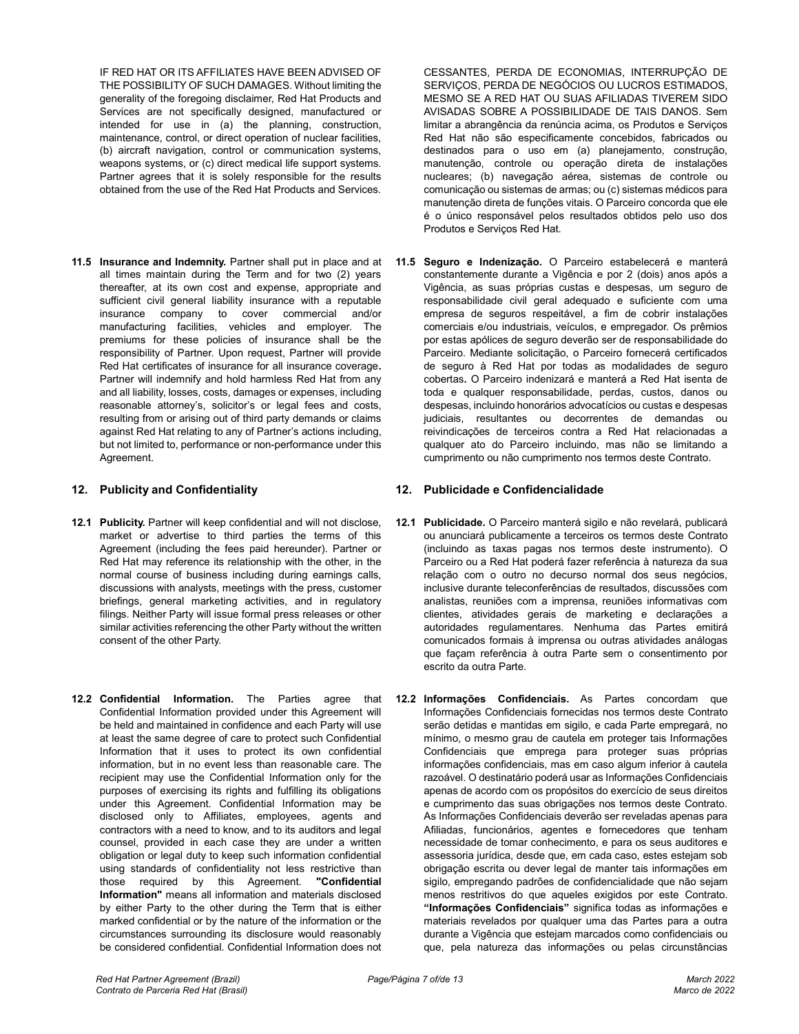IF RED HAT OR ITS AFFILIATES HAVE BEEN ADVISED OF THE POSSIBILITY OF SUCH DAMAGES. Without limiting the generality of the foregoing disclaimer, Red Hat Products and Services are not specifically designed, manufactured or intended for use in (a) the planning, construction, maintenance, control, or direct operation of nuclear facilities, (b) aircraft navigation, control or communication systems, weapons systems, or (c) direct medical life support systems. Partner agrees that it is solely responsible for the results obtained from the use of the Red Hat Products and Services.

CESSANTES, PERDA DE ECONOMIAS, INTERRUPÇÃO DE SERVIÇOS, PERDA DE NEGÓCIOS OU LUCROS ESTIMADOS, MESMO SE A RED HAT OU SUAS AFILIADAS TIVEREM SIDO AVISADAS SOBRE A POSSIBILIDADE DE TAIS DANOS. Sem limitar a abrangência da renúncia acima, os Produtos e Serviços Red Hat não são especificamente concebidos, fabricados ou destinados para o uso em (a) planejamento, construção, manutenção, controle ou operação direta de instalações nucleares; (b) navegação aérea, sistemas de controle ou comunicação ou sistemas de armas; ou (c) sistemas médicos para manutenção direta de funções vitais. O Parceiro concorda que ele é o único responsável pelos resultados obtidos pelo uso dos Produtos e Serviços Red Hat.

**11.5 Insurance and Indemnity.** Partner shall put in place and at all times maintain during the Term and for two (2) years thereafter, at its own cost and expense, appropriate and sufficient civil general liability insurance with a reputable insurance company to cover commercial and/or manufacturing facilities, vehicles and employer. The premiums for these policies of insurance shall be the responsibility of Partner. Upon request, Partner will provide Red Hat certificates of insurance for all insurance coverage**.** Partner will indemnify and hold harmless Red Hat from any and all liability, losses, costs, damages or expenses, including reasonable attorney's, solicitor's or legal fees and costs, resulting from or arising out of third party demands or claims against Red Hat relating to any of Partner's actions including, but not limited to, performance or non-performance under this Agreement.

**11.5 Seguro e Indenização.** O Parceiro estabelecerá e manterá constantemente durante a Vigência e por 2 (dois) anos após a Vigência, as suas próprias custas e despesas, um seguro de responsabilidade civil geral adequado e suficiente com uma empresa de seguros respeitável, a fim de cobrir instalações comerciais e/ou industriais, veículos, e empregador. Os prêmios por estas apólices de seguro deverão ser de responsabilidade do Parceiro. Mediante solicitação, o Parceiro fornecerá certificados de seguro à Red Hat por todas as modalidades de seguro cobertas**.** O Parceiro indenizará e manterá a Red Hat isenta de toda e qualquer responsabilidade, perdas, custos, danos ou despesas, incluindo honorários advocatícios ou custas e despesas judiciais, resultantes ou decorrentes de demandas ou reivindicações de terceiros contra a Red Hat relacionadas a qualquer ato do Parceiro incluindo, mas não se limitando a cumprimento ou não cumprimento nos termos deste Contrato.

## 12. Publicity and Confidentiality

**12.1 Publicity.** Partner will keep confidential and will not disclose, market or advertise to third parties the terms of this Agreement (including the fees paid hereunder). Partner or Red Hat may reference its relationship with the other, in the normal course of business including during earnings calls, discussions with analysts, meetings with the press, customer briefings, general marketing activities, and in regulatory filings. Neither Party will issue formal press releases or other similar activities referencing the other Party without the written consent of the other Party.

**12.2 Confidential Information.** The Parties agree that Confidential Information provided under this Agreement will be held and maintained in confidence and each Party will use at least the same degree of care to protect such Confidential Information that it uses to protect its own confidential information, but in no event less than reasonable care. The recipient may use the Confidential Information only for the purposes of exercising its rights and fulfilling its obligations under this Agreement. Confidential Information may be disclosed only to Affiliates, employees, agents and contractors with a need to know, and to its auditors and legal counsel, provided in each case they are under a written obligation or legal duty to keep such information confidential using standards of confidentiality not less restrictive than those required by this Agreement. **"Confidential Information"** means all information and materials disclosed by either Party to the other during the Term that is either marked confidential or by the nature of the information or the circumstances surrounding its disclosure would reasonably be considered confidential. Confidential Information does not

## 12. Publicidade e Confidencialidade

**12.1 Publicidade.** O Parceiro manterá sigilo e não revelará, publicará ou anunciará publicamente a terceiros os termos deste Contrato (incluindo as taxas pagas nos termos deste instrumento). O Parceiro ou a Red Hat poderá fazer referência à natureza da sua relação com o outro no decurso normal dos seus negócios, inclusive durante teleconferências de resultados, discussões com analistas, reuniões com a imprensa, reuniões informativas com clientes, atividades gerais de marketing e declarações a autoridades regulamentares. Nenhuma das Partes emitirá comunicados formais à imprensa ou outras atividades análogas que façam referência à outra Parte sem o consentimento por escrito da outra Parte.

**12.2 Informações Confidenciais.** As Partes concordam que Informações Confidenciais fornecidas nos termos deste Contrato serão detidas e mantidas em sigilo, e cada Parte empregará, no mínimo, o mesmo grau de cautela em proteger tais Informações Confidenciais que emprega para proteger suas próprias informações confidenciais, mas em caso algum inferior à cautela razoável. O destinatário poderá usar as Informações Confidenciais apenas de acordo com os propósitos do exercício de seus direitos e cumprimento das suas obrigações nos termos deste Contrato. As Informações Confidenciais deverão ser reveladas apenas para Afiliadas, funcionários, agentes e fornecedores que tenham necessidade de tomar conhecimento, e para os seus auditores e assessoria jurídica, desde que, em cada caso, estes estejam sob obrigação escrita ou dever legal de manter tais informações em sigilo, empregando padrões de confidencialidade que não sejam menos restritivos do que aqueles exigidos por este Contrato. **"Informações Confidenciais"** significa todas as informações e materiais revelados por qualquer uma das Partes para a outra durante a Vigência que estejam marcados como confidenciais ou que, pela natureza das informações ou pelas circunstâncias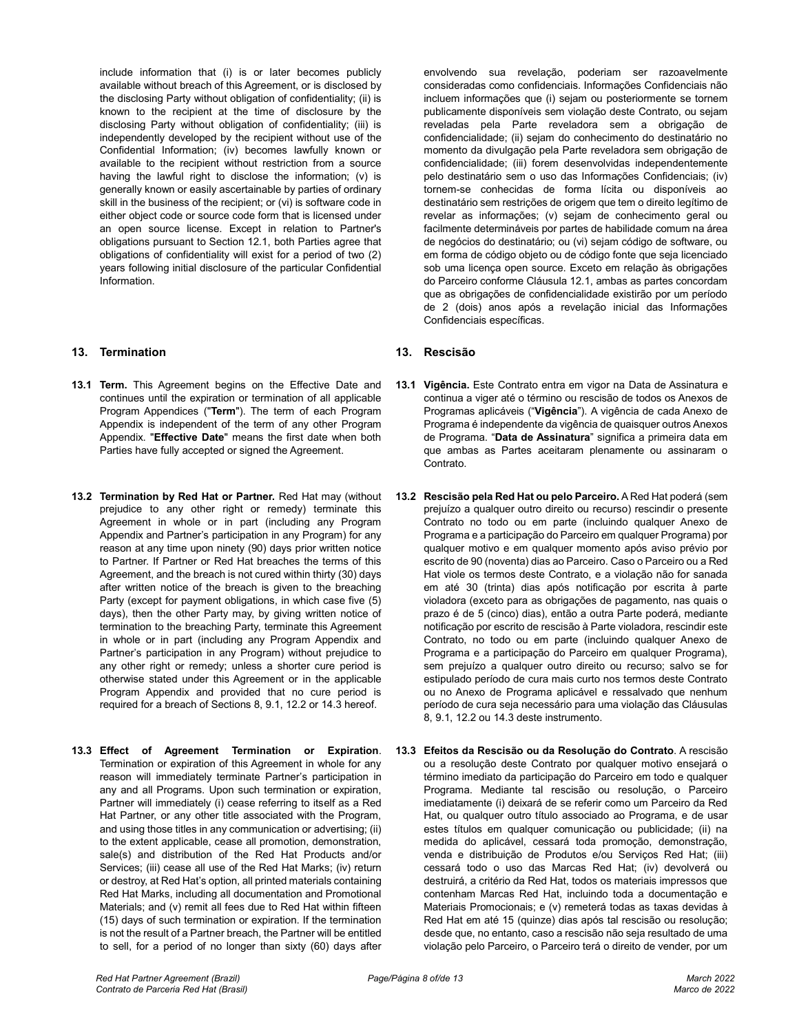include information that (i) is or later becomes publicly available without breach of this Agreement, or is disclosed by the disclosing Party without obligation of confidentiality; (ii) is known to the recipient at the time of disclosure by the disclosing Party without obligation of confidentiality; (iii) is independently developed by the recipient without use of the Confidential Information; (iv) becomes lawfully known or available to the recipient without restriction from a source having the lawful right to disclose the information; (v) is generally known or easily ascertainable by parties of ordinary skill in the business of the recipient; or (vi) is software code in either object code or source code form that is licensed under an open source license. Except in relation to Partner's obligations pursuant to Section 12.1, both Parties agree that obligations of confidentiality will exist for a period of two (2) years following initial disclosure of the particular Confidential Information.

envolvendo sua revelação, poderiam ser razoavelmente consideradas como confidenciais. Informações Confidenciais não incluem informações que (i) sejam ou posteriormente se tornem publicamente disponíveis sem violação deste Contrato, ou sejam reveladas pela Parte reveladora sem a obrigação de confidencialidade; (ii) sejam do conhecimento do destinatário no momento da divulgação pela Parte reveladora sem obrigação de confidencialidade; (iii) forem desenvolvidas independentemente pelo destinatário sem o uso das Informações Confidenciais; (iv) tornem-se conhecidas de forma lícita ou disponíveis ao destinatário sem restrições de origem que tem o direito legítimo de revelar as informações; (v) sejam de conhecimento geral ou facilmente determináveis por partes de habilidade comum na área de negócios do destinatário; ou (vi) sejam código de software, ou em forma de código objeto ou de código fonte que seja licenciado sob uma licença open source. Exceto em relação às obrigações do Parceiro conforme Cláusula 12.1, ambas as partes concordam que as obrigações de confidencialidade existirão por um período de 2 (dois) anos após a revelação inicial das Informações Confidenciais específicas.

## 13. Termination

**13.1 Term.** This Agreement begins on the Effective Date and continues until the expiration or termination of all applicable Program Appendices ("**Term**"). The term of each Program Appendix is independent of the term of any other Program Appendix. "**Effective Date**" means the first date when both Parties have fully accepted or signed the Agreement.

**13.2 Termination by Red Hat or Partner.** Red Hat may (without prejudice to any other right or remedy) terminate this Agreement in whole or in part (including any Program Appendix and Partner's participation in any Program) for any reason at any time upon ninety (90) days prior written notice to Partner. If Partner or Red Hat breaches the terms of this Agreement, and the breach is not cured within thirty (30) days after written notice of the breach is given to the breaching Party (except for payment obligations, in which case five (5) days), then the other Party may, by giving written notice of termination to the breaching Party, terminate this Agreement in whole or in part (including any Program Appendix and Partner's participation in any Program) without prejudice to any other right or remedy; unless a shorter cure period is otherwise stated under this Agreement or in the applicable Program Appendix and provided that no cure period is required for a breach of Sections 8, 9.1, 12.2 or 14.3 hereof.

**13.3 Effect of Agreement Termination or Expiration**. Termination or expiration of this Agreement in whole for any reason will immediately terminate Partner's participation in any and all Programs. Upon such termination or expiration, Partner will immediately (i) cease referring to itself as a Red Hat Partner, or any other title associated with the Program, and using those titles in any communication or advertising; (ii) to the extent applicable, cease all promotion, demonstration, sale(s) and distribution of the Red Hat Products and/or Services; (iii) cease all use of the Red Hat Marks; (iv) return or destroy, at Red Hat's option, all printed materials containing Red Hat Marks, including all documentation and Promotional Materials; and (v) remit all fees due to Red Hat within fifteen (15) days of such termination or expiration. If the termination is not the result of a Partner breach, the Partner will be entitled to sell, for a period of no longer than sixty (60) days after

## 13. Rescisão

**13.1 Vigência.** Este Contrato entra em vigor na Data de Assinatura e continua a viger até o término ou rescisão de todos os Anexos de Programas aplicáveis ("**Vigência**"). A vigência de cada Anexo de Programa é independente da vigência de quaisquer outros Anexos de Programa. "**Data de Assinatura**" significa a primeira data em que ambas as Partes aceitaram plenamente ou assinaram o Contrato.

**13.2 Rescisão pela Red Hat ou pelo Parceiro.** A Red Hat poderá (sem prejuízo a qualquer outro direito ou recurso) rescindir o presente Contrato no todo ou em parte (incluindo qualquer Anexo de Programa e a participação do Parceiro em qualquer Programa) por qualquer motivo e em qualquer momento após aviso prévio por escrito de 90 (noventa) dias ao Parceiro. Caso o Parceiro ou a Red Hat viole os termos deste Contrato, e a violação não for sanada em até 30 (trinta) dias após notificação por escrita à parte violadora (exceto para as obrigações de pagamento, nas quais o prazo é de 5 (cinco) dias), então a outra Parte poderá, mediante notificação por escrito de rescisão à Parte violadora, rescindir este Contrato, no todo ou em parte (incluindo qualquer Anexo de Programa e a participação do Parceiro em qualquer Programa), sem prejuízo a qualquer outro direito ou recurso; salvo se for estipulado período de cura mais curto nos termos deste Contrato ou no Anexo de Programa aplicável e ressalvado que nenhum período de cura seja necessário para uma violação das Cláusulas 8, 9.1, 12.2 ou 14.3 deste instrumento.

**13.3 Efeitos da Rescisão ou da Resolução do Contrato**. A rescisão ou a resolução deste Contrato por qualquer motivo ensejará o término imediato da participação do Parceiro em todo e qualquer Programa. Mediante tal rescisão ou resolução, o Parceiro imediatamente (i) deixará de se referir como um Parceiro da Red Hat, ou qualquer outro título associado ao Programa, e de usar estes títulos em qualquer comunicação ou publicidade; (ii) na medida do aplicável, cessará toda promoção, demonstração, venda e distribuição de Produtos e/ou Serviços Red Hat; (iii) cessará todo o uso das Marcas Red Hat; (iv) devolverá ou destruirá, a critério da Red Hat, todos os materiais impressos que contenham Marcas Red Hat, incluindo toda a documentação e Materiais Promocionais; e (v) remeterá todas as taxas devidas à Red Hat em até 15 (quinze) dias após tal rescisão ou resolução; desde que, no entanto, caso a rescisão não seja resultado de uma violação pelo Parceiro, o Parceiro terá o direito de vender, por um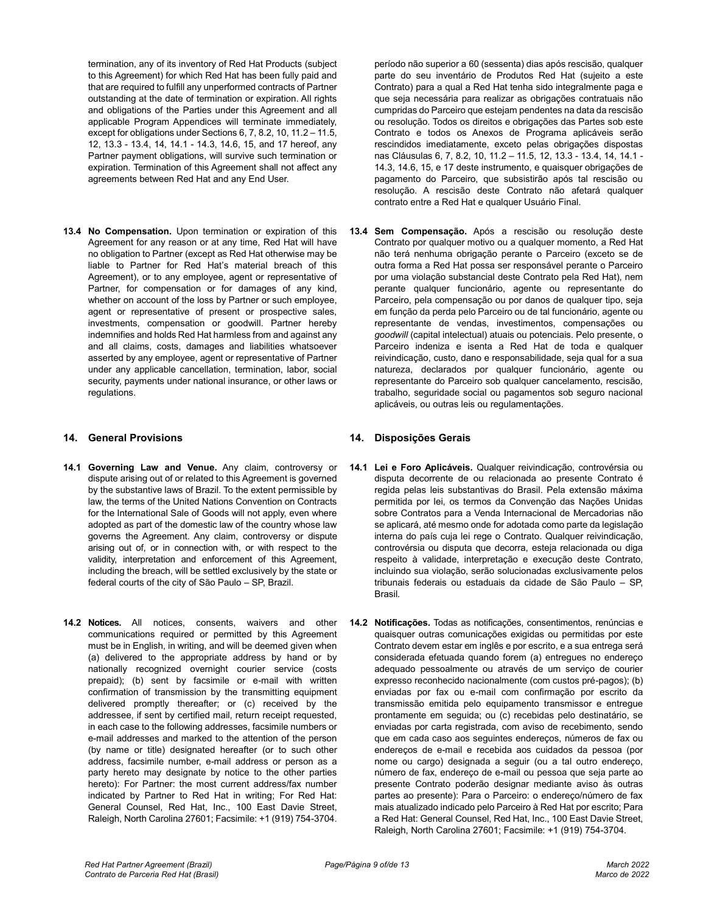termination, any of its inventory of Red Hat Products (subject to this Agreement) for which Red Hat has been fully paid and that are required to fulfill any unperformed contracts of Partner outstanding at the date of termination or expiration. All rights and obligations of the Parties under this Agreement and all applicable Program Appendices will terminate immediately, except for obligations under Sections 6, 7, 8.2, 10, 11.2 – 11.5, 12, 13.3 - 13.4, 14, 14.1 - 14.3, 14.6, 15, and 17 hereof, any Partner payment obligations, will survive such termination or expiration. Termination of this Agreement shall not affect any agreements between Red Hat and any End User.

período não superior a 60 (sessenta) dias após rescisão, qualquer parte do seu inventário de Produtos Red Hat (sujeito a este Contrato) para a qual a Red Hat tenha sido integralmente paga e que seja necessária para realizar as obrigações contratuais não cumpridas do Parceiro que estejam pendentes na data da rescisão ou resolução. Todos os direitos e obrigações das Partes sob este Contrato e todos os Anexos de Programa aplicáveis serão rescindidos imediatamente, exceto pelas obrigações dispostas nas Cláusulas 6, 7, 8.2, 10, 11.2 – 11.5, 12, 13.3 - 13.4, 14, 14.1 - 14.3, 14.6, 15, e 17 deste instrumento, e quaisquer obrigações de pagamento do Parceiro, que subsistirão após tal rescisão ou resolução. A rescisão deste Contrato não afetará qualquer contrato entre a Red Hat e qualquer Usuário Final.

**13.4 No Compensation.** Upon termination or expiration of this Agreement for any reason or at any time, Red Hat will have no obligation to Partner (except as Red Hat otherwise may be liable to Partner for Red Hat's material breach of this Agreement), or to any employee, agent or representative of Partner, for compensation or for damages of any kind, whether on account of the loss by Partner or such employee, agent or representative of present or prospective sales, investments, compensation or goodwill. Partner hereby indemnifies and holds Red Hat harmless from and against any and all claims, costs, damages and liabilities whatsoever asserted by any employee, agent or representative of Partner under any applicable cancellation, termination, labor, social security, payments under national insurance, or other laws or regulations.

**13.4 Sem Compensação.** Após a rescisão ou resolução deste Contrato por qualquer motivo ou a qualquer momento, a Red Hat não terá nenhuma obrigação perante o Parceiro (exceto se de outra forma a Red Hat possa ser responsável perante o Parceiro por uma violação substancial deste Contrato pela Red Hat), nem perante qualquer funcionário, agente ou representante do Parceiro, pela compensação ou por danos de qualquer tipo, seja em função da perda pelo Parceiro ou de tal funcionário, agente ou representante de vendas, investimentos, compensações ou *goodwill* (capital intelectual) atuais ou potenciais. Pelo presente, o Parceiro indeniza e isenta a Red Hat de toda e qualquer reivindicação, custo, dano e responsabilidade, seja qual for a sua natureza, declarados por qualquer funcionário, agente ou representante do Parceiro sob qualquer cancelamento, rescisão, trabalho, seguridade social ou pagamentos sob seguro nacional aplicáveis, ou outras leis ou regulamentações.

## 14. General Provisions

## 14. Disposições Gerais

**14.1 Governing Law and Venue.** Any claim, controversy or dispute arising out of or related to this Agreement is governed by the substantive laws of Brazil. To the extent permissible by law, the terms of the United Nations Convention on Contracts for the International Sale of Goods will not apply, even where adopted as part of the domestic law of the country whose law governs the Agreement. Any claim, controversy or dispute arising out of, or in connection with, or with respect to the validity, interpretation and enforcement of this Agreement, including the breach, will be settled exclusively by the state or federal courts of the city of São Paulo – SP, Brazil.

**14.1 Lei e Foro Aplicáveis.** Qualquer reivindicação, controvérsia ou disputa decorrente de ou relacionada ao presente Contrato é regida pelas leis substantivas do Brasil. Pela extensão máxima permitida por lei, os termos da Convenção das Nações Unidas sobre Contratos para a Venda Internacional de Mercadorias não se aplicará, até mesmo onde for adotada como parte da legislação interna do país cuja lei rege o Contrato. Qualquer reivindicação, controvérsia ou disputa que decorra, esteja relacionada ou diga respeito à validade, interpretação e execução deste Contrato, incluindo sua violação, serão solucionadas exclusivamente pelos tribunais federais ou estaduais da cidade de São Paulo – SP, Brasil.

**14.2 Notices.** All notices, consents, waivers and other communications required or permitted by this Agreement must be in English, in writing, and will be deemed given when (a) delivered to the appropriate address by hand or by nationally recognized overnight courier service (costs prepaid); (b) sent by facsimile or e-mail with written confirmation of transmission by the transmitting equipment delivered promptly thereafter; or (c) received by the addressee, if sent by certified mail, return receipt requested, in each case to the following addresses, facsimile numbers or e-mail addresses and marked to the attention of the person (by name or title) designated hereafter (or to such other address, facsimile number, e-mail address or person as a party hereto may designate by notice to the other parties hereto): For Partner: the most current address/fax number indicated by Partner to Red Hat in writing; For Red Hat: General Counsel, Red Hat, Inc., 100 East Davie Street, Raleigh, North Carolina 27601; Facsimile: +1 (919) 754-3704.

**14.2 Notificações.** Todas as notificações, consentimentos, renúncias e quaisquer outras comunicações exigidas ou permitidas por este Contrato devem estar em inglês e por escrito, e a sua entrega será considerada efetuada quando forem (a) entregues no endereço adequado pessoalmente ou através de um serviço de courier expresso reconhecido nacionalmente (com custos pré-pagos); (b) enviadas por fax ou e-mail com confirmação por escrito da transmissão emitida pelo equipamento transmissor e entregue prontamente em seguida; ou (c) recebidas pelo destinatário, se enviadas por carta registrada, com aviso de recebimento, sendo que em cada caso aos seguintes endereços, números de fax ou endereços de e-mail e recebida aos cuidados da pessoa (por nome ou cargo) designada a seguir (ou a tal outro endereço, número de fax, endereço de e-mail ou pessoa que seja parte ao presente Contrato poderão designar mediante aviso às outras partes ao presente): Para o Parceiro: o endereço/número de fax mais atualizado indicado pelo Parceiro à Red Hat por escrito; Para a Red Hat: General Counsel, Red Hat, Inc., 100 East Davie Street, Raleigh, North Carolina 27601; Facsimile: +1 (919) 754-3704.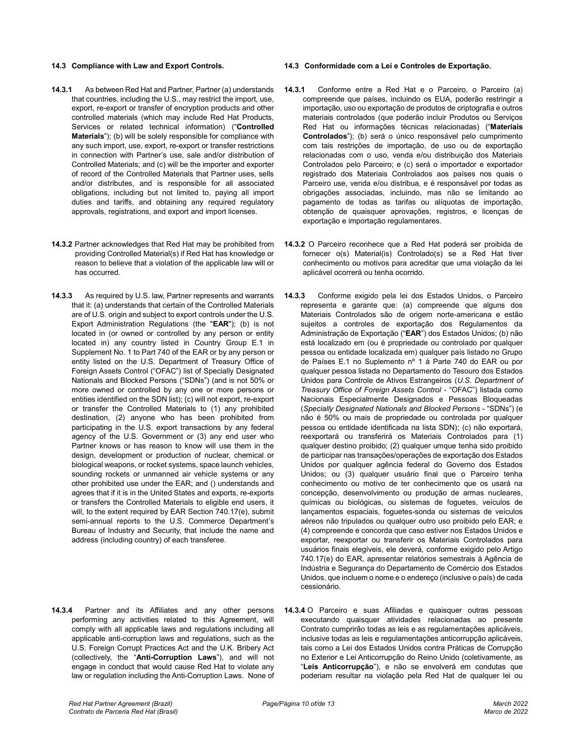**14.3 Compliance with Law and Export Controls.**

**14.3.1** As between Red Hat and Partner, Partner (a) understands that countries, including the U.S., may restrict the import, use, export, re-export or transfer of encryption products and other controlled materials (which may include Red Hat Products, Services or related technical information) ("**Controlled Materials**"); (b) will be solely responsible for compliance with any such import, use, export, re-export or transfer restrictions in connection with Partner's use, sale and/or distribution of Controlled Materials; and (c) will be the importer and exporter of record of the Controlled Materials that Partner uses, sells and/or distributes, and is responsible for all associated obligations, including but not limited to, paying all import duties and tariffs, and obtaining any required regulatory approvals, registrations, and export and import licenses.

**14.3.2** Partner acknowledges that Red Hat may be prohibited from providing Controlled Material(s) if Red Hat has knowledge or reason to believe that a violation of the applicable law will or has occurred.

**14.3.3** As required by U.S. law, Partner represents and warrants that it: (a) understands that certain of the Controlled Materials are of U.S. origin and subject to export controls under the U.S. Export Administration Regulations (the "**EAR**"); (b) is not located in (or owned or controlled by any person or entity located in) any country listed in Country Group E.1 in Supplement No. 1 to Part 740 of the EAR or by any person or entity listed on the U.S. Department of Treasury Office of Foreign Assets Control ("OFAC") list of Specially Designated Nationals and Blocked Persons ("SDNs") (and is not 50% or more owned or controlled by any one or more persons or entities identified on the SDN list); (c) will not export, re-export or transfer the Controlled Materials to (1) any prohibited destination, (2) anyone who has been prohibited from participating in the U.S. export transactions by any federal agency of the U.S. Government or (3) any end user who Partner knows or has reason to know will use them in the design, development or production of nuclear, chemical or biological weapons, or rocket systems, space launch vehicles, sounding rockets or unmanned air vehicle systems or any other prohibited use under the EAR; and () understands and agrees that if it is in the United States and exports, re-exports or transfers the Controlled Materials to eligible end users, it will, to the extent required by EAR Section 740.17(e), submit semi-annual reports to the U.S. Commerce Department's Bureau of Industry and Security, that include the name and address (including country) of each transferee.

**14.3.4** Partner and its Affiliates and any other persons performing any activities related to this Agreement, will comply with all applicable laws and regulations including all applicable anti-corruption laws and regulations, such as the U.S. Foreign Corrupt Practices Act and the U.K. Bribery Act (collectively, the "**Anti-Corruption Laws**"), and will not engage in conduct that would cause Red Hat to violate any law or regulation including the Anti-Corruption Laws. None of

**14.3 Conformidade com a Lei e Controles de Exportação.**

**14.3.1** Conforme entre a Red Hat e o Parceiro, o Parceiro (a) compreende que países, incluindo os EUA, poderão restringir a importação, uso ou exportação de produtos de criptografia e outros materiais controlados (que poderão incluir Produtos ou Serviços Red Hat ou informações técnicas relacionadas) ("**Materiais Controlados**"); (b) será o único responsável pelo cumprimento com tais restrições de importação, de uso ou de exportação relacionadas com o uso, venda e/ou distribuição dos Materiais Controlados pelo Parceiro; e (c) será o importador e exportador registrado dos Materiais Controlados aos países nos quais o Parceiro use, venda e/ou distribua, e é responsável por todas as obrigações associadas, incluindo, mas não se limitando ao pagamento de todas as tarifas ou alíquotas de importação, obtenção de quaisquer aprovações, registros, e licenças de exportação e importação regulamentares.

**14.3.2** O Parceiro reconhece que a Red Hat poderá ser proibida de fornecer o(s) Material(is) Controlado(s) se a Red Hat tiver conhecimento ou motivos para acreditar que uma violação da lei aplicável ocorrerá ou tenha ocorrido.

**14.3.3** Conforme exigido pela lei dos Estados Unidos, o Parceiro representa e garante que: (a) compreende que alguns dos Materiais Controlados são de origem norte-americana e estão sujeitos a controles de exportação dos Regulamentos da Administração de Exportação ("**EAR**") dos Estados Unidos; (b) não está localizado em (ou é propriedade ou controlado por qualquer pessoa ou entidade localizada em) qualquer país listado no Grupo de Países E.1 no Suplemento nº 1 à Parte 740 do EAR ou por qualquer pessoa listada no Departamento do Tesouro dos Estados Unidos para Controle de Ativos Estrangeiros (*U.S. Department of Treasury Office of Foreign Assets Control* - "OFAC") listada como Nacionais Especialmente Designados e Pessoas Bloqueadas (*Specially Designated Nationals and Blocked Persons* - "SDNs") (e não é 50% ou mais de propriedade ou controlada por qualquer pessoa ou entidade identificada na lista SDN); (c) não exportará, reexportará ou transferirá os Materiais Controlados para (1) qualquer destino proibido; (2) qualquer umque tenha sido proibido de participar nas transações/operações de exportação dos Estados Unidos por qualquer agência federal do Governo dos Estados Unidos; ou (3) qualquer usuário final que o Parceiro tenha conhecimento ou motivo de ter conhecimento que os usará na concepção, desenvolvimento ou produção de armas nucleares, químicas ou biológicas, ou sistemas de foguetes, veículos de lançamentos espaciais, foguetes-sonda ou sistemas de veículos aéreos não tripulados ou qualquer outro uso proibido pelo EAR; e (4) compreende e concorda que caso estiver nos Estados Unidos e exportar, reexportar ou transferir os Materiais Controlados para usuários finais elegíveis, ele deverá, conforme exigido pelo Artigo 740.17(e) do EAR, apresentar relatórios semestrais à Agência de Indústria e Segurança do Departamento de Comércio dos Estados Unidos, que incluem o nome e o endereço (inclusive o país) de cada cessionário.

**14.3.4** O Parceiro e suas Afiliadas e quaisquer outras pessoas executando quaisquer atividades relacionadas ao presente Contrato cumprirão todas as leis e as regulamentações aplicáveis, inclusive todas as leis e regulamentações anticorrupção aplicáveis, tais como a Lei dos Estados Unidos contra Práticas de Corrupção no Exterior e Lei Anticorrupção do Reino Unido (coletivamente, as "**Leis Anticorrupção**"), e não se envolverá em condutas que poderiam resultar na violação pela Red Hat de qualquer lei ou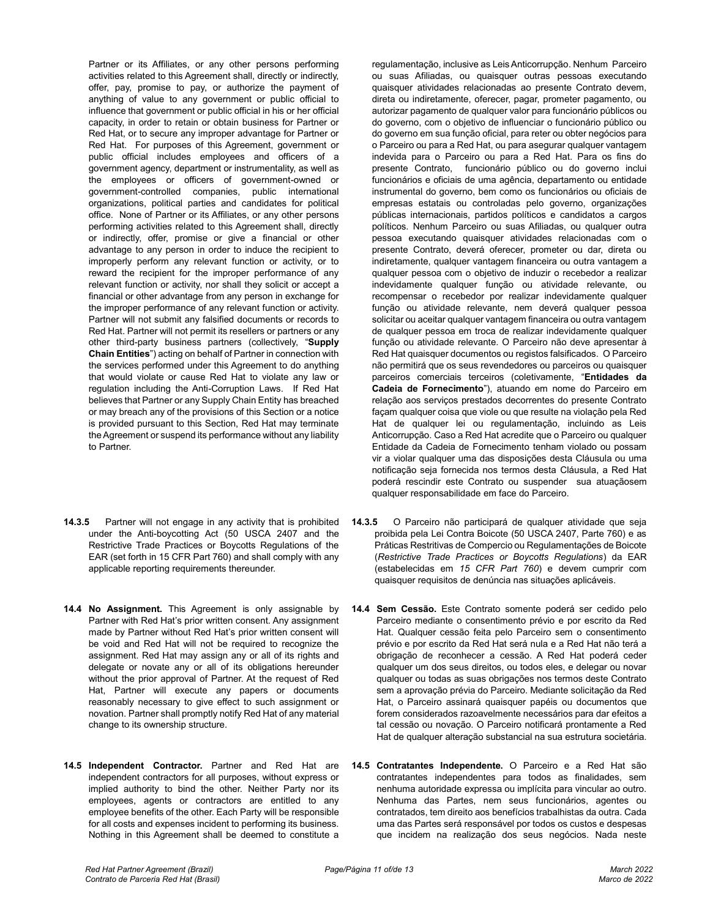Partner or its Affiliates, or any other persons performing activities related to this Agreement shall, directly or indirectly, offer, pay, promise to pay, or authorize the payment of anything of value to any government or public official to influence that government or public official in his or her official capacity, in order to retain or obtain business for Partner or Red Hat, or to secure any improper advantage for Partner or Red Hat. For purposes of this Agreement, government or public official includes employees and officers of a government agency, department or instrumentality, as well as the employees or officers of government-owned or government-controlled companies, public international organizations, political parties and candidates for political office. None of Partner or its Affiliates, or any other persons performing activities related to this Agreement shall, directly or indirectly, offer, promise or give a financial or other advantage to any person in order to induce the recipient to improperly perform any relevant function or activity, or to reward the recipient for the improper performance of any relevant function or activity, nor shall they solicit or accept a financial or other advantage from any person in exchange for the improper performance of any relevant function or activity. Partner will not submit any falsified documents or records to Red Hat. Partner will not permit its resellers or partners or any other third-party business partners (collectively, "**Supply Chain Entities**") acting on behalf of Partner in connection with the services performed under this Agreement to do anything that would violate or cause Red Hat to violate any law or regulation including the Anti-Corruption Laws. If Red Hat believes that Partner or any Supply Chain Entity has breached or may breach any of the provisions of this Section or a notice is provided pursuant to this Section, Red Hat may terminate the Agreement or suspend its performance without any liability to Partner.

regulamentação, inclusive as Leis Anticorrupção. Nenhum Parceiro ou suas Afiliadas, ou quaisquer outras pessoas executando quaisquer atividades relacionadas ao presente Contrato devem, direta ou indiretamente, oferecer, pagar, prometer pagamento, ou autorizar pagamento de qualquer valor para funcionário públicos ou do governo, com o objetivo de influenciar o funcionário público ou do governo em sua função oficial, para reter ou obter negócios para o Parceiro ou para a Red Hat, ou para asegurar qualquer vantagem indevida para o Parceiro ou para a Red Hat. Para os fins do presente Contrato, funcionário público ou do governo inclui funcionários e oficiais de uma agência, departamento ou entidade instrumental do governo, bem como os funcionários ou oficiais de empresas estatais ou controladas pelo governo, organizações públicas internacionais, partidos políticos e candidatos a cargos políticos. Nenhum Parceiro ou suas Afiliadas, ou qualquer outra pessoa executando quaisquer atividades relacionadas com o presente Contrato, deverá oferecer, prometer ou dar, direta ou indiretamente, qualquer vantagem financeira ou outra vantagem a qualquer pessoa com o objetivo de induzir o recebedor a realizar indevidamente qualquer função ou atividade relevante, ou recompensar o recebedor por realizar indevidamente qualquer função ou atividade relevante, nem deverá qualquer pessoa solicitar ou aceitar qualquer vantagem financeira ou outra vantagem de qualquer pessoa em troca de realizar indevidamente qualquer função ou atividade relevante. O Parceiro não deve apresentar à Red Hat quaisquer documentos ou registos falsificados. O Parceiro não permitirá que os seus revendedores ou parceiros ou quaisquer parceiros comerciais terceiros (coletivamente, "**Entidades da Cadeia de Fornecimento**"), atuando em nome do Parceiro em relação aos serviços prestados decorrentes do presente Contrato façam qualquer coisa que viole ou que resulte na violação pela Red Hat de qualquer lei ou regulamentação, incluindo as Leis Anticorrupção. Caso a Red Hat acredite que o Parceiro ou qualquer Entidade da Cadeia de Fornecimento tenham violado ou possam vir a violar qualquer uma das disposições desta Cláusula ou uma notificação seja fornecida nos termos desta Cláusula, a Red Hat poderá rescindir este Contrato ou suspender sua atuaçãosem qualquer responsabilidade em face do Parceiro.

**14.3.5** Partner will not engage in any activity that is prohibited under the Anti-boycotting Act (50 USCA 2407 and the Restrictive Trade Practices or Boycotts Regulations of the EAR (set forth in 15 CFR Part 760) and shall comply with any applicable reporting requirements thereunder.

**14.3.5** O Parceiro não participará de qualquer atividade que seja proibida pela Lei Contra Boicote (50 USCA 2407, Parte 760) e as Práticas Restritivas de Comercio ou Regulamentações de Boicote (*Restrictive Trade Practices or Boycotts Regulations*) da EAR (estabelecidas em *15 CFR Part 760*) e devem cumprir com quaisquer requisitos de denúncia nas situações aplicáveis.

**14.4 No Assignment.** This Agreement is only assignable by Partner with Red Hat's prior written consent. Any assignment made by Partner without Red Hat's prior written consent will be void and Red Hat will not be required to recognize the assignment. Red Hat may assign any or all of its rights and delegate or novate any or all of its obligations hereunder without the prior approval of Partner. At the request of Red Hat, Partner will execute any papers or documents reasonably necessary to give effect to such assignment or novation. Partner shall promptly notify Red Hat of any material change to its ownership structure.

**14.4 Sem Cessão.** Este Contrato somente poderá ser cedido pelo Parceiro mediante o consentimento prévio e por escrito da Red Hat. Qualquer cessão feita pelo Parceiro sem o consentimento prévio e por escrito da Red Hat será nula e a Red Hat não terá a obrigação de reconhecer a cessão. A Red Hat poderá ceder qualquer um dos seus direitos, ou todos eles, e delegar ou novar qualquer ou todas as suas obrigações nos termos deste Contrato sem a aprovação prévia do Parceiro. Mediante solicitação da Red Hat, o Parceiro assinará quaisquer papéis ou documentos que forem considerados razoavelmente necessários para dar efeitos a tal cessão ou novação. O Parceiro notificará prontamente a Red Hat de qualquer alteração substancial na sua estrutura societária.

**14.5 Independent Contractor.** Partner and Red Hat are independent contractors for all purposes, without express or implied authority to bind the other. Neither Party nor its employees, agents or contractors are entitled to any employee benefits of the other. Each Party will be responsible for all costs and expenses incident to performing its business. Nothing in this Agreement shall be deemed to constitute a

**14.5 Contratantes Independente.** O Parceiro e a Red Hat são contratantes independentes para todos as finalidades, sem nenhuma autoridade expressa ou implícita para vincular ao outro. Nenhuma das Partes, nem seus funcionários, agentes ou contratados, tem direito aos benefícios trabalhistas da outra. Cada uma das Partes será responsável por todos os custos e despesas que incidem na realização dos seus negócios. Nada neste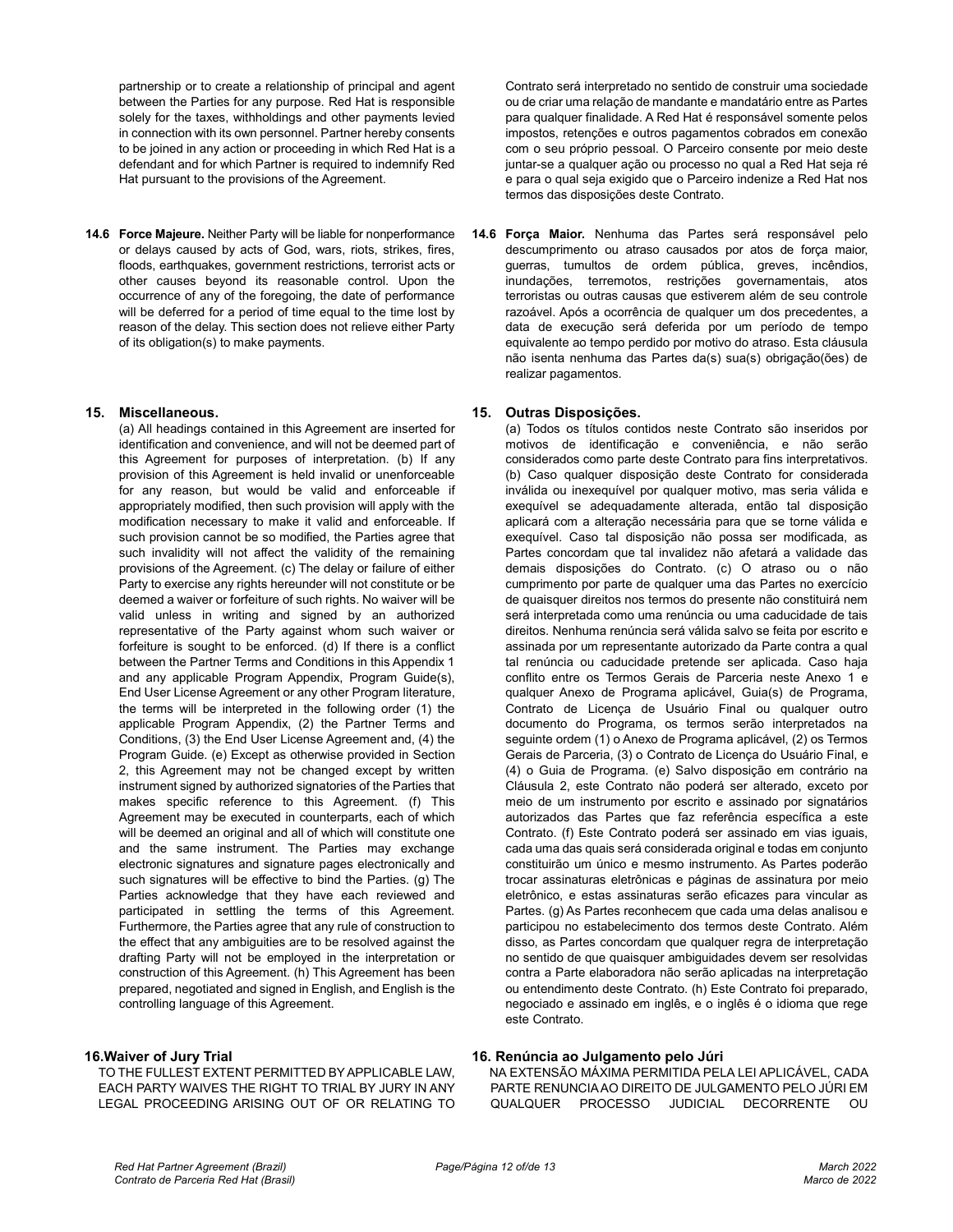partnership or to create a relationship of principal and agent between the Parties for any purpose. Red Hat is responsible solely for the taxes, withholdings and other payments levied in connection with its own personnel. Partner hereby consents to be joined in any action or proceeding in which Red Hat is a defendant and for which Partner is required to indemnify Red Hat pursuant to the provisions of the Agreement.

Contrato será interpretado no sentido de construir uma sociedade ou de criar uma relação de mandante e mandatário entre as Partes para qualquer finalidade. A Red Hat é responsável somente pelos impostos, retenções e outros pagamentos cobrados em conexão com o seu próprio pessoal. O Parceiro consente por meio deste juntar-se a qualquer ação ou processo no qual a Red Hat seja ré e para o qual seja exigido que o Parceiro indenize a Red Hat nos termos das disposições deste Contrato.

**14.6 Force Majeure.** Neither Party will be liable for nonperformance or delays caused by acts of God, wars, riots, strikes, fires, floods, earthquakes, government restrictions, terrorist acts or other causes beyond its reasonable control. Upon the occurrence of any of the foregoing, the date of performance will be deferred for a period of time equal to the time lost by reason of the delay. This section does not relieve either Party of its obligation(s) to make payments.

**14.6 Força Maior.** Nenhuma das Partes será responsável pelo descumprimento ou atraso causados por atos de força maior, guerras, tumultos de ordem pública, greves, incêndios, inundações, terremotos, restrições governamentais, atos terroristas ou outras causas que estiverem além de seu controle razoável. Após a ocorrência de qualquer um dos precedentes, a data de execução será deferida por um período de tempo equivalente ao tempo perdido por motivo do atraso. Esta cláusula não isenta nenhuma das Partes da(s) sua(s) obrigação(ões) de realizar pagamentos.

## 15. Miscellaneous.

(a) All headings contained in this Agreement are inserted for identification and convenience, and will not be deemed part of this Agreement for purposes of interpretation. (b) If any provision of this Agreement is held invalid or unenforceable for any reason, but would be valid and enforceable if appropriately modified, then such provision will apply with the modification necessary to make it valid and enforceable. If such provision cannot be so modified, the Parties agree that such invalidity will not affect the validity of the remaining provisions of the Agreement. (c) The delay or failure of either Party to exercise any rights hereunder will not constitute or be deemed a waiver or forfeiture of such rights. No waiver will be valid unless in writing and signed by an authorized representative of the Party against whom such waiver or forfeiture is sought to be enforced. (d) If there is a conflict between the Partner Terms and Conditions in this Appendix 1 and any applicable Program Appendix, Program Guide(s), End User License Agreement or any other Program literature, the terms will be interpreted in the following order (1) the applicable Program Appendix, (2) the Partner Terms and Conditions, (3) the End User License Agreement and, (4) the Program Guide. (e) Except as otherwise provided in Section 2, this Agreement may not be changed except by written instrument signed by authorized signatories of the Parties that makes specific reference to this Agreement. (f) This Agreement may be executed in counterparts, each of which will be deemed an original and all of which will constitute one and the same instrument. The Parties may exchange electronic signatures and signature pages electronically and such signatures will be effective to bind the Parties. (g) The Parties acknowledge that they have each reviewed and participated in settling the terms of this Agreement. Furthermore, the Parties agree that any rule of construction to the effect that any ambiguities are to be resolved against the drafting Party will not be employed in the interpretation or construction of this Agreement. (h) This Agreement has been prepared, negotiated and signed in English, and English is the controlling language of this Agreement.

## 15. Outras Disposições.

(a) Todos os títulos contidos neste Contrato são inseridos por motivos de identificação e conveniência, e não serão considerados como parte deste Contrato para fins interpretativos. (b) Caso qualquer disposição deste Contrato for considerada inválida ou inexequível por qualquer motivo, mas seria válida e exequível se adequadamente alterada, então tal disposição aplicará com a alteração necessária para que se torne válida e exequível. Caso tal disposição não possa ser modificada, as Partes concordam que tal invalidez não afetará a validade das demais disposições do Contrato. (c) O atraso ou o não cumprimento por parte de qualquer uma das Partes no exercício de quaisquer direitos nos termos do presente não constituirá nem será interpretada como uma renúncia ou uma caducidade de tais direitos. Nenhuma renúncia será válida salvo se feita por escrito e assinada por um representante autorizado da Parte contra a qual tal renúncia ou caducidade pretende ser aplicada. Caso haja conflito entre os Termos Gerais de Parceria neste Anexo 1 e qualquer Anexo de Programa aplicável, Guia(s) de Programa, Contrato de Licença de Usuário Final ou qualquer outro documento do Programa, os termos serão interpretados na seguinte ordem (1) o Anexo de Programa aplicável, (2) os Termos Gerais de Parceria, (3) o Contrato de Licença do Usuário Final, e (4) o Guia de Programa. (e) Salvo disposição em contrário na Cláusula 2, este Contrato não poderá ser alterado, exceto por meio de um instrumento por escrito e assinado por signatários autorizados das Partes que faz referência específica a este Contrato. (f) Este Contrato poderá ser assinado em vias iguais, cada uma das quais será considerada original e todas em conjunto constituirão um único e mesmo instrumento. As Partes poderão trocar assinaturas eletrônicas e páginas de assinatura por meio eletrônico, e estas assinaturas serão eficazes para vincular as Partes. (g) As Partes reconhecem que cada uma delas analisou e participou no estabelecimento dos termos deste Contrato. Além disso, as Partes concordam que qualquer regra de interpretação no sentido de que quaisquer ambiguidades devem ser resolvidas contra a Parte elaboradora não serão aplicadas na interpretação ou entendimento deste Contrato. (h) Este Contrato foi preparado, negociado e assinado em inglês, e o inglês é o idioma que rege este Contrato.

## 16. Waiver of Jury Trial

TO THE FULLEST EXTENT PERMITTED BY APPLICABLE LAW, EACH PARTY WAIVES THE RIGHT TO TRIAL BY JURY IN ANY LEGAL PROCEEDING ARISING OUT OF OR RELATING TO

## 16. Renúncia ao Julgamento pelo Júri

NA EXTENSÃO MÁXIMA PERMITIDA PELA LEI APLICÁVEL, CADA PARTE RENUNCIA AO DIREITO DE JULGAMENTO PELO JÚRI EM QUALQUER PROCESSO JUDICIAL DECORRENTE OU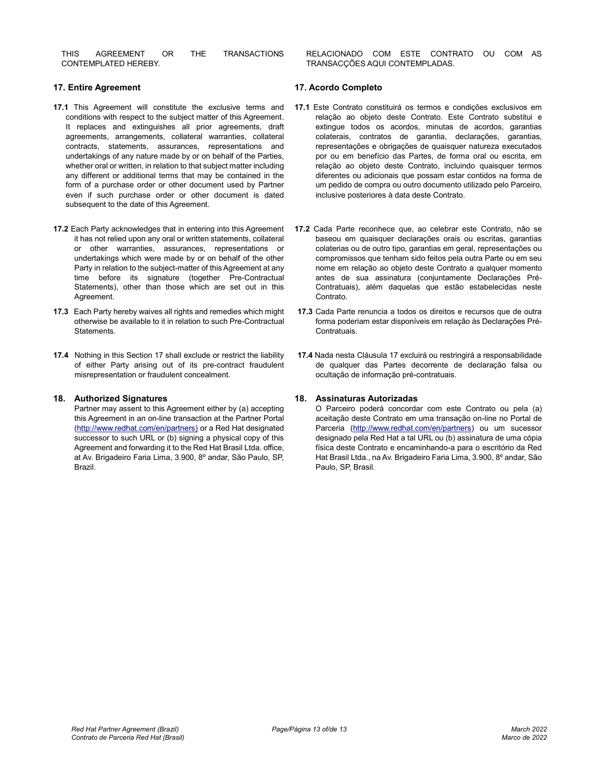THIS AGREEMENT OR THE TRANSACTIONS CONTEMPLATED HEREBY.

RELACIONADO COM ESTE CONTRATO OU COM AS TRANSACÇÕES AQUI CONTEMPLADAS.

## 17. Entire Agreement

**17.1** This Agreement will constitute the exclusive terms and conditions with respect to the subject matter of this Agreement. It replaces and extinguishes all prior agreements, draft agreements, arrangements, collateral warranties, collateral contracts, statements, assurances, representations and undertakings of any nature made by or on behalf of the Parties, whether oral or written, in relation to that subject matter including any different or additional terms that may be contained in the form of a purchase order or other document used by Partner even if such purchase order or other document is dated subsequent to the date of this Agreement.

**17.2** Each Party acknowledges that in entering into this Agreement it has not relied upon any oral or written statements, collateral or other warranties, assurances, representations or undertakings which were made by or on behalf of the other Party in relation to the subject-matter of this Agreement at any time before its signature (together Pre-Contractual Statements), other than those which are set out in this Agreement.

**17.3** Each Party hereby waives all rights and remedies which might otherwise be available to it in relation to such Pre-Contractual Statements.

**17.4** Nothing in this Section 17 shall exclude or restrict the liability of either Party arising out of its pre-contract fraudulent misrepresentation or fraudulent concealment.

## 18. Authorized Signatures

Partner may assent to this Agreement either by (a) accepting this Agreement in an on-line transaction at the Partner Portal (http://www.redhat.com/en/partners) or a Red Hat designated successor to such URL or (b) signing a physical copy of this Agreement and forwarding it to the Red Hat Brasil Ltda. office, at Av. Brigadeiro Faria Lima, 3.900, 8º andar, São Paulo, SP, Brazil.

## 17. Acordo Completo

**17.1** Este Contrato constituirá os termos e condições exclusivos em relação ao objeto deste Contrato. Este Contrato substitui e extingue todos os acordos, minutas de acordos, garantias colaterais, contratos de garantia, declarações, garantias, representações e obrigações de quaisquer natureza executados por ou em benefício das Partes, de forma oral ou escrita, em relação ao objeto deste Contrato, incluindo quaisquer termos diferentes ou adicionais que possam estar contidos na forma de um pedido de compra ou outro documento utilizado pelo Parceiro, inclusive posteriores à data deste Contrato.

**17.2** Cada Parte reconhece que, ao celebrar este Contrato, não se baseou em quaisquer declarações orais ou escritas, garantias colaterias ou de outro tipo, garantias em geral, representações ou compromissos que tenham sido feitos pela outra Parte ou em seu nome em relação ao objeto deste Contrato a qualquer momento antes de sua assinatura (conjuntamente Declarações Pré-Contratuais), além daquelas que estão estabelecidas neste Contrato.

**17.3** Cada Parte renuncia a todos os direitos e recursos que de outra forma poderiam estar disponíveis em relação às Declarações Pré-Contratuais.

**17.4** Nada nesta Cláusula 17 excluirá ou restringirá a responsabilidade de qualquer das Partes decorrente de declaração falsa ou ocultação de informação pré-contratuais.

## 18. Assinaturas Autorizadas

O Parceiro poderá concordar com este Contrato ou pela (a) aceitação deste Contrato em uma transação on-line no Portal de Parceria (http://www.redhat.com/en/partners) ou um sucessor designado pela Red Hat a tal URL ou (b) assinatura de uma cópia física deste Contrato e encaminhando-a para o escritório da Red Hat Brasil Ltda., na Av. Brigadeiro Faria Lima, 3.900, 8º andar, São Paulo, SP, Brasil.